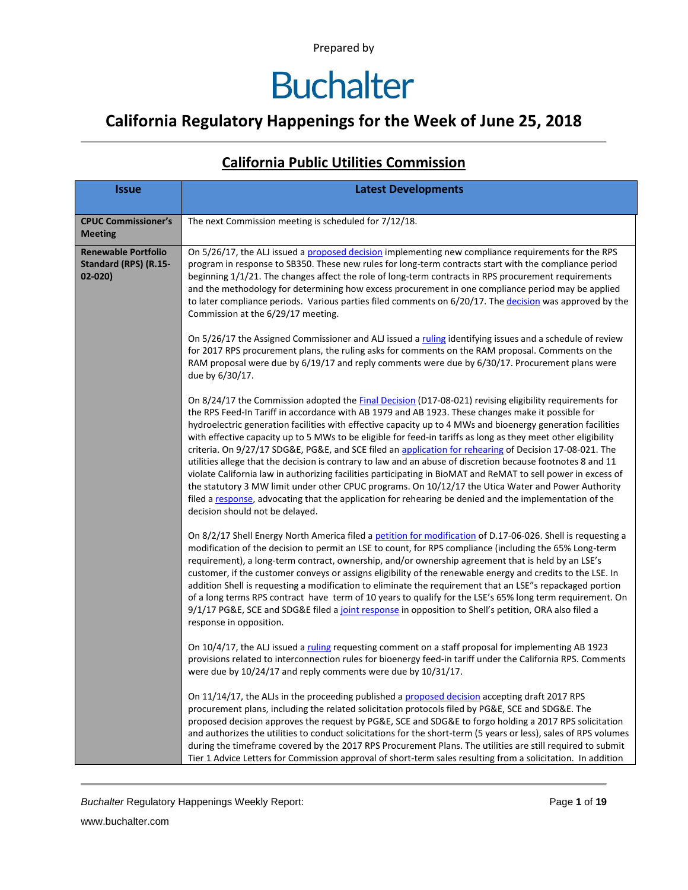Prepared by

# Buchalter

## California Regulatory Happenings for the Week of June 25, 2018

### California Public Utilities Commission

| Issue | Latest Developments |
|---|---|
| **CPUC Commissioner's Meeting** | The next Commission meeting is scheduled for 7/12/18. |
| **Renewable Portfolio Standard (RPS) (R.15-02-020)** | On 5/26/17, the ALJ issued a proposed decision implementing new compliance requirements for the RPS program in response to SB350. These new rules for long-term contracts start with the compliance period beginning 1/1/21. The changes affect the role of long-term contracts in RPS procurement requirements and the methodology for determining how excess procurement in one compliance period may be applied to later compliance periods. Various parties filed comments on 6/20/17. The decision was approved by the Commission at the 6/29/17 meeting.<br><br>On 5/26/17 the Assigned Commissioner and ALJ issued a ruling identifying issues and a schedule of review for 2017 RPS procurement plans, the ruling asks for comments on the RAM proposal. Comments on the RAM proposal were due by 6/19/17 and reply comments were due by 6/30/17. Procurement plans were due by 6/30/17.<br><br>On 8/24/17 the Commission adopted the Final Decision (D17-08-021) revising eligibility requirements for the RPS Feed-In Tariff in accordance with AB 1979 and AB 1923. These changes make it possible for hydroelectric generation facilities with effective capacity up to 4 MWs and bioenergy generation facilities with effective capacity up to 5 MWs to be eligible for feed-in tariffs as long as they meet other eligibility criteria. On 9/27/17 SDG&E, PG&E, and SCE filed an application for rehearing of Decision 17-08-021. The utilities allege that the decision is contrary to law and an abuse of discretion because footnotes 8 and 11 violate California law in authorizing facilities participating in BioMAT and ReMAT to sell power in excess of the statutory 3 MW limit under other CPUC programs. On 10/12/17 the Utica Water and Power Authority filed a response, advocating that the application for rehearing be denied and the implementation of the decision should not be delayed.<br><br>On 8/2/17 Shell Energy North America filed a petition for modification of D.17-06-026. Shell is requesting a modification of the decision to permit an LSE to count, for RPS compliance (including the 65% Long-term requirement), a long-term contract, ownership, and/or ownership agreement that is held by an LSE's customer, if the customer conveys or assigns eligibility of the renewable energy and credits to the LSE. In addition Shell is requesting a modification to eliminate the requirement that an LSE"s repackaged portion of a long terms RPS contract have term of 10 years to qualify for the LSE's 65% long term requirement. On 9/1/17 PG&E, SCE and SDG&E filed a joint response in opposition to Shell's petition, ORA also filed a response in opposition.<br><br>On 10/4/17, the ALJ issued a ruling requesting comment on a staff proposal for implementing AB 1923 provisions related to interconnection rules for bioenergy feed-in tariff under the California RPS. Comments were due by 10/24/17 and reply comments were due by 10/31/17.<br><br>On 11/14/17, the ALJs in the proceeding published a proposed decision accepting draft 2017 RPS procurement plans, including the related solicitation protocols filed by PG&E, SCE and SDG&E. The proposed decision approves the request by PG&E, SCE and SDG&E to forgo holding a 2017 RPS solicitation and authorizes the utilities to conduct solicitations for the short-term (5 years or less), sales of RPS volumes during the timeframe covered by the 2017 RPS Procurement Plans. The utilities are still required to submit Tier 1 Advice Letters for Commission approval of short-term sales resulting from a solicitation. In addition |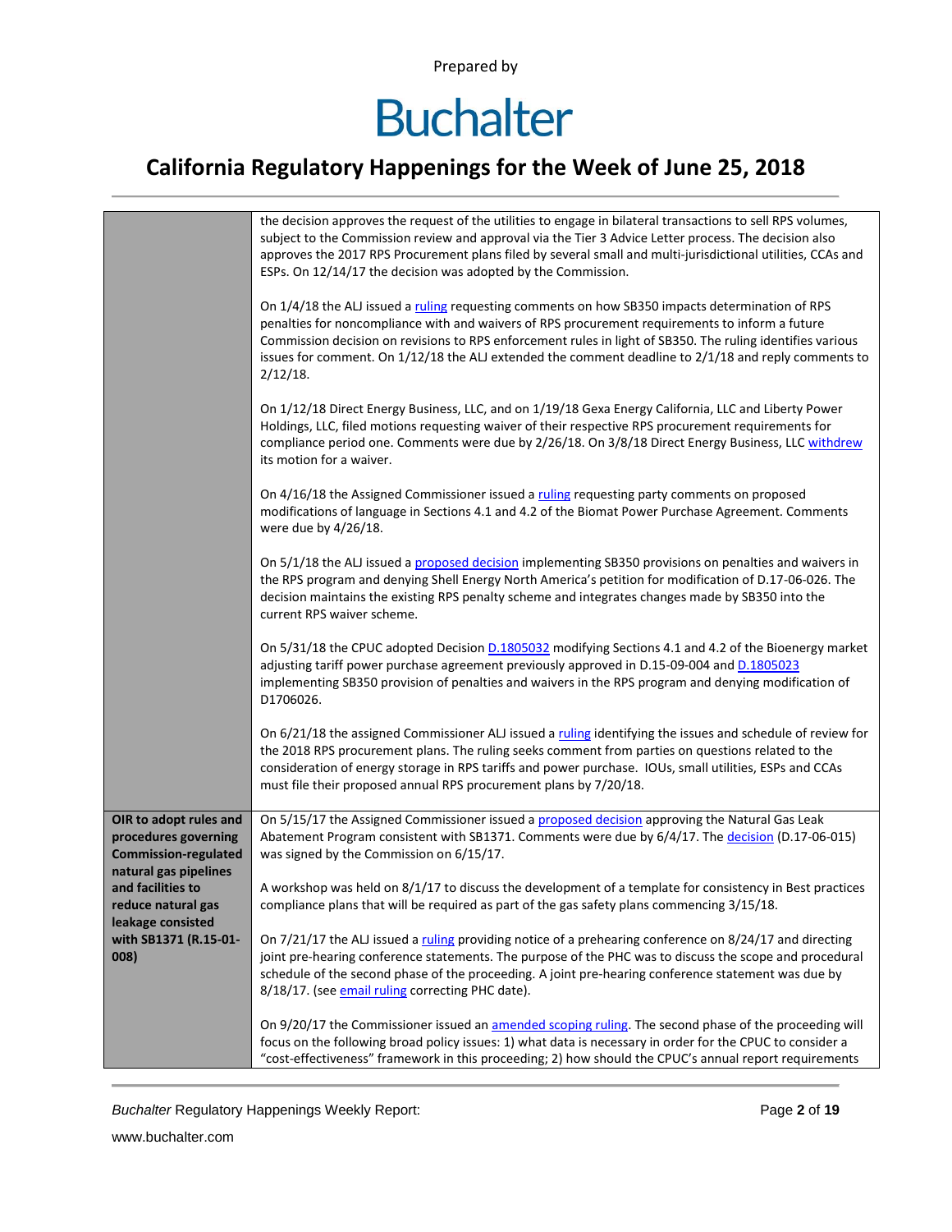| | |
|---|---|
| | the decision approves the request of the utilities to engage in bilateral transactions to sell RPS volumes, subject to the Commission review and approval via the Tier 3 Advice Letter process. The decision also approves the 2017 RPS Procurement plans filed by several small and multi-jurisdictional utilities, CCAs and ESPs. On 12/14/17 the decision was adopted by the Commission.<br><br>On 1/4/18 the ALJ issued a ruling requesting comments on how SB350 impacts determination of RPS penalties for noncompliance with and waivers of RPS procurement requirements to inform a future Commission decision on revisions to RPS enforcement rules in light of SB350. The ruling identifies various issues for comment. On 1/12/18 the ALJ extended the comment deadline to 2/1/18 and reply comments to 2/12/18.<br><br>On 1/12/18 Direct Energy Business, LLC, and on 1/19/18 Gexa Energy California, LLC and Liberty Power Holdings, LLC, filed motions requesting waiver of their respective RPS procurement requirements for compliance period one. Comments were due by 2/26/18. On 3/8/18 Direct Energy Business, LLC withdrew its motion for a waiver.<br><br>On 4/16/18 the Assigned Commissioner issued a ruling requesting party comments on proposed modifications of language in Sections 4.1 and 4.2 of the Biomat Power Purchase Agreement. Comments were due by 4/26/18.<br><br>On 5/1/18 the ALJ issued a proposed decision implementing SB350 provisions on penalties and waivers in the RPS program and denying Shell Energy North America's petition for modification of D.17-06-026. The decision maintains the existing RPS penalty scheme and integrates changes made by SB350 into the current RPS waiver scheme.<br><br>On 5/31/18 the CPUC adopted Decision D.1805032 modifying Sections 4.1 and 4.2 of the Bioenergy market adjusting tariff power purchase agreement previously approved in D.15-09-004 and D.1805023 implementing SB350 provision of penalties and waivers in the RPS program and denying modification of D1706026.<br><br>On 6/21/18 the assigned Commissioner ALJ issued a ruling identifying the issues and schedule of review for the 2018 RPS procurement plans. The ruling seeks comment from parties on questions related to the consideration of energy storage in RPS tariffs and power purchase. IOUs, small utilities, ESPs and CCAs must file their proposed annual RPS procurement plans by 7/20/18. |
| **OIR to adopt rules and procedures governing Commission-regulated natural gas pipelines and facilities to reduce natural gas leakage consisted with SB1371 (R.15-01-008)** | On 5/15/17 the Assigned Commissioner issued a proposed decision approving the Natural Gas Leak Abatement Program consistent with SB1371. Comments were due by 6/4/17. The decision (D.17-06-015) was signed by the Commission on 6/15/17.<br><br>A workshop was held on 8/1/17 to discuss the development of a template for consistency in Best practices compliance plans that will be required as part of the gas safety plans commencing 3/15/18.<br><br>On 7/21/17 the ALJ issued a ruling providing notice of a prehearing conference on 8/24/17 and directing joint pre-hearing conference statements. The purpose of the PHC was to discuss the scope and procedural schedule of the second phase of the proceeding. A joint pre-hearing conference statement was due by 8/18/17. (see email ruling correcting PHC date).<br><br>On 9/20/17 the Commissioner issued an amended scoping ruling. The second phase of the proceeding will focus on the following broad policy issues: 1) what data is necessary in order for the CPUC to consider a "cost-effectiveness" framework in this proceeding; 2) how should the CPUC's annual report requirements |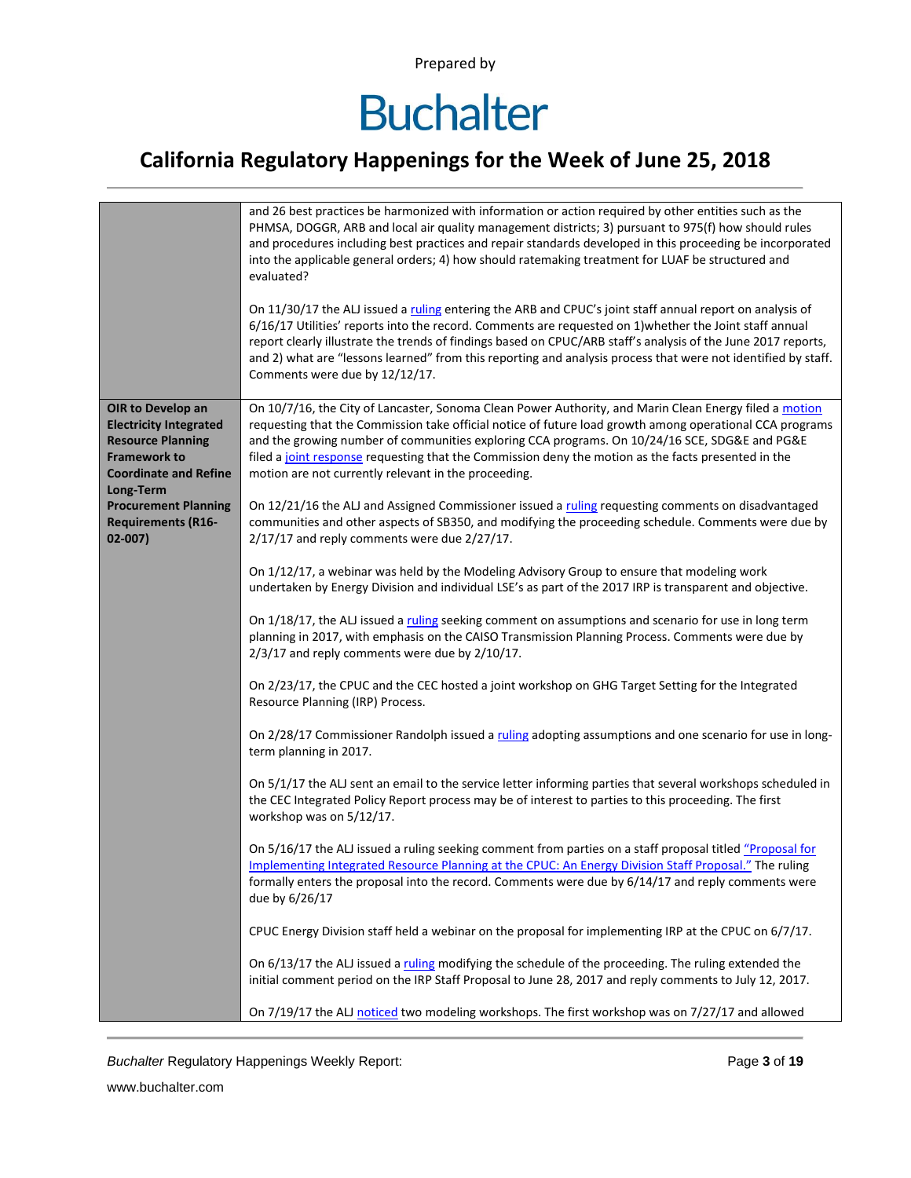| | |
|---|---|
| | and 26 best practices be harmonized with information or action required by other entities such as the PHMSA, DOGGR, ARB and local air quality management districts; 3) pursuant to 975(f) how should rules and procedures including best practices and repair standards developed in this proceeding be incorporated into the applicable general orders; 4) how should ratemaking treatment for LUAF be structured and evaluated?<br><br>On 11/30/17 the ALJ issued a ruling entering the ARB and CPUC's joint staff annual report on analysis of 6/16/17 Utilities' reports into the record. Comments are requested on 1)whether the Joint staff annual report clearly illustrate the trends of findings based on CPUC/ARB staff's analysis of the June 2017 reports, and 2) what are "lessons learned" from this reporting and analysis process that were not identified by staff. Comments were due by 12/12/17. |
| **OIR to Develop an Electricity Integrated Resource Planning Framework to Coordinate and Refine Long-Term Procurement Planning Requirements (R16-02-007)** | On 10/7/16, the City of Lancaster, Sonoma Clean Power Authority, and Marin Clean Energy filed a motion requesting that the Commission take official notice of future load growth among operational CCA programs and the growing number of communities exploring CCA programs. On 10/24/16 SCE, SDG&E and PG&E filed a joint response requesting that the Commission deny the motion as the facts presented in the motion are not currently relevant in the proceeding.<br><br>On 12/21/16 the ALJ and Assigned Commissioner issued a ruling requesting comments on disadvantaged communities and other aspects of SB350, and modifying the proceeding schedule. Comments were due by 2/17/17 and reply comments were due 2/27/17.<br><br>On 1/12/17, a webinar was held by the Modeling Advisory Group to ensure that modeling work undertaken by Energy Division and individual LSE's as part of the 2017 IRP is transparent and objective.<br><br>On 1/18/17, the ALJ issued a ruling seeking comment on assumptions and scenario for use in long term planning in 2017, with emphasis on the CAISO Transmission Planning Process. Comments were due by 2/3/17 and reply comments were due by 2/10/17.<br><br>On 2/23/17, the CPUC and the CEC hosted a joint workshop on GHG Target Setting for the Integrated Resource Planning (IRP) Process.<br><br>On 2/28/17 Commissioner Randolph issued a ruling adopting assumptions and one scenario for use in long-term planning in 2017.<br><br>On 5/1/17 the ALJ sent an email to the service letter informing parties that several workshops scheduled in the CEC Integrated Policy Report process may be of interest to parties to this proceeding. The first workshop was on 5/12/17.<br><br>On 5/16/17 the ALJ issued a ruling seeking comment from parties on a staff proposal titled "Proposal for Implementing Integrated Resource Planning at the CPUC: An Energy Division Staff Proposal." The ruling formally enters the proposal into the record. Comments were due by 6/14/17 and reply comments were due by 6/26/17<br><br>CPUC Energy Division staff held a webinar on the proposal for implementing IRP at the CPUC on 6/7/17.<br><br>On 6/13/17 the ALJ issued a ruling modifying the schedule of the proceeding. The ruling extended the initial comment period on the IRP Staff Proposal to June 28, 2017 and reply comments to July 12, 2017.<br><br>On 7/19/17 the ALJ noticed two modeling workshops. The first workshop was on 7/27/17 and allowed |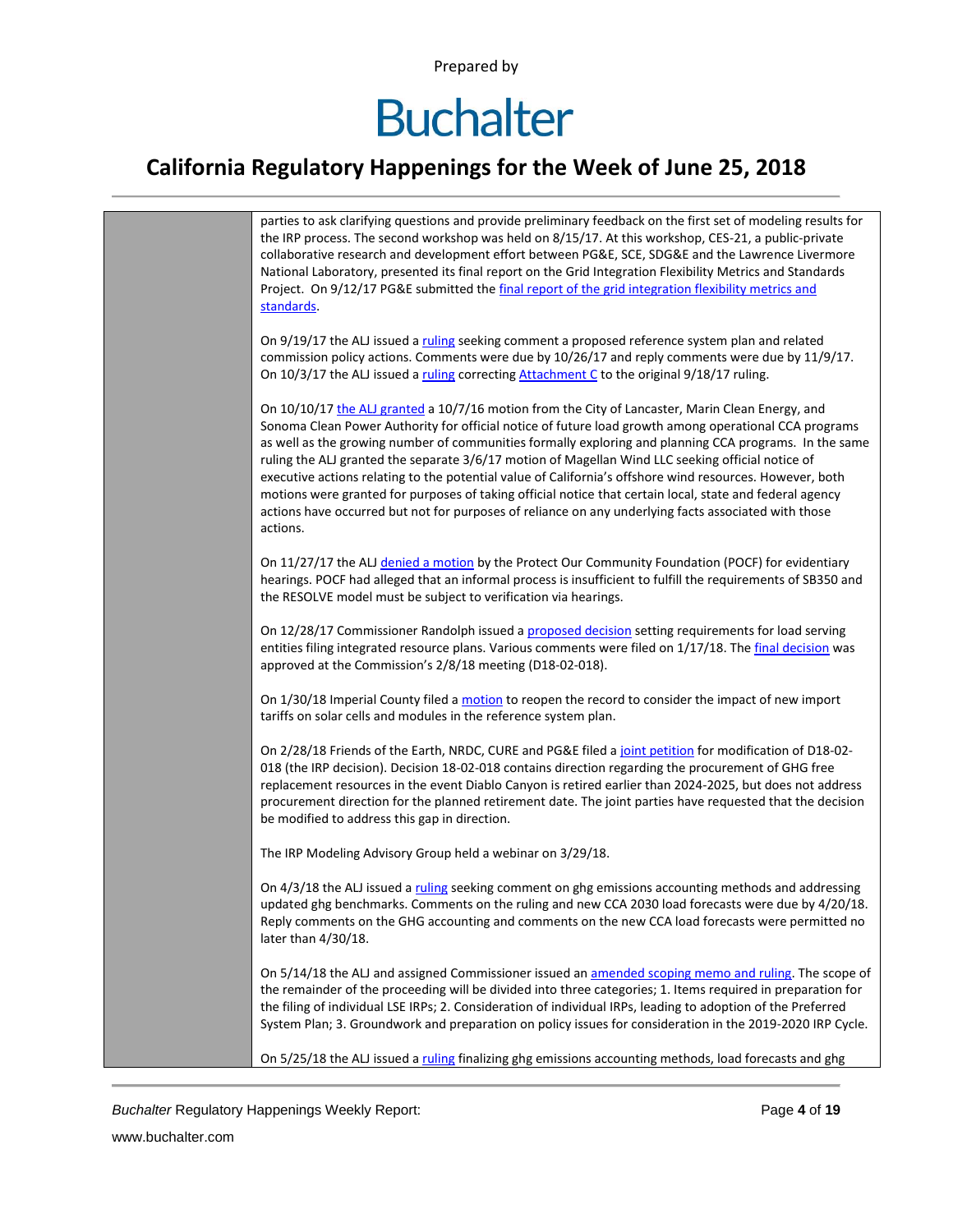parties to ask clarifying questions and provide preliminary feedback on the first set of modeling results for the IRP process. The second workshop was held on 8/15/17. At this workshop, CES-21, a public-private collaborative research and development effort between PG&E, SCE, SDG&E and the Lawrence Livermore National Laboratory, presented its final report on the Grid Integration Flexibility Metrics and Standards Project. On 9/12/17 PG&E submitted the final report of the grid integration flexibility metrics and standards.

On 9/19/17 the ALJ issued a ruling seeking comment a proposed reference system plan and related commission policy actions. Comments were due by 10/26/17 and reply comments were due by 11/9/17. On 10/3/17 the ALJ issued a ruling correcting Attachment C to the original 9/18/17 ruling.

On 10/10/17 the ALJ granted a 10/7/16 motion from the City of Lancaster, Marin Clean Energy, and Sonoma Clean Power Authority for official notice of future load growth among operational CCA programs as well as the growing number of communities formally exploring and planning CCA programs. In the same ruling the ALJ granted the separate 3/6/17 motion of Magellan Wind LLC seeking official notice of executive actions relating to the potential value of California's offshore wind resources. However, both motions were granted for purposes of taking official notice that certain local, state and federal agency actions have occurred but not for purposes of reliance on any underlying facts associated with those actions.

On 11/27/17 the ALJ denied a motion by the Protect Our Community Foundation (POCF) for evidentiary hearings. POCF had alleged that an informal process is insufficient to fulfill the requirements of SB350 and the RESOLVE model must be subject to verification via hearings.

On 12/28/17 Commissioner Randolph issued a proposed decision setting requirements for load serving entities filing integrated resource plans. Various comments were filed on 1/17/18. The final decision was approved at the Commission's 2/8/18 meeting (D18-02-018).

On 1/30/18 Imperial County filed a motion to reopen the record to consider the impact of new import tariffs on solar cells and modules in the reference system plan.

On 2/28/18 Friends of the Earth, NRDC, CURE and PG&E filed a joint petition for modification of D18-02-018 (the IRP decision). Decision 18-02-018 contains direction regarding the procurement of GHG free replacement resources in the event Diablo Canyon is retired earlier than 2024-2025, but does not address procurement direction for the planned retirement date. The joint parties have requested that the decision be modified to address this gap in direction.

The IRP Modeling Advisory Group held a webinar on 3/29/18.

On 4/3/18 the ALJ issued a ruling seeking comment on ghg emissions accounting methods and addressing updated ghg benchmarks. Comments on the ruling and new CCA 2030 load forecasts were due by 4/20/18. Reply comments on the GHG accounting and comments on the new CCA load forecasts were permitted no later than 4/30/18.

On 5/14/18 the ALJ and assigned Commissioner issued an amended scoping memo and ruling. The scope of the remainder of the proceeding will be divided into three categories; 1. Items required in preparation for the filing of individual LSE IRPs; 2. Consideration of individual IRPs, leading to adoption of the Preferred System Plan; 3. Groundwork and preparation on policy issues for consideration in the 2019-2020 IRP Cycle.

On 5/25/18 the ALJ issued a ruling finalizing ghg emissions accounting methods, load forecasts and ghg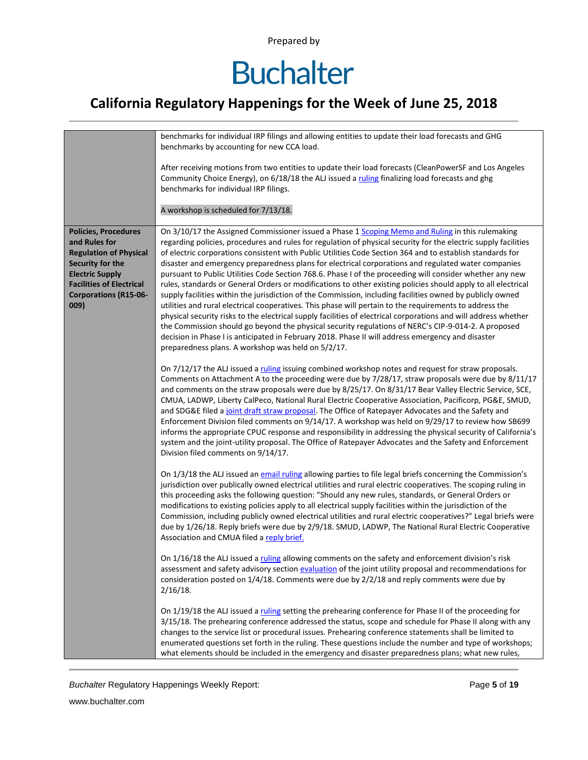| | |
|---|---|
| | benchmarks for individual IRP filings and allowing entities to update their load forecasts and GHG benchmarks by accounting for new CCA load.<br><br>After receiving motions from two entities to update their load forecasts (CleanPowerSF and Los Angeles Community Choice Energy), on 6/18/18 the ALJ issued a ruling finalizing load forecasts and ghg benchmarks for individual IRP filings.<br><br>A workshop is scheduled for 7/13/18. |
| **Policies, Procedures and Rules for Regulation of Physical Security for the Electric Supply Facilities of Electrical Corporations (R15-06-009)** | On 3/10/17 the Assigned Commissioner issued a Phase 1 Scoping Memo and Ruling in this rulemaking regarding policies, procedures and rules for regulation of physical security for the electric supply facilities of electric corporations consistent with Public Utilities Code Section 364 and to establish standards for disaster and emergency preparedness plans for electrical corporations and regulated water companies pursuant to Public Utilities Code Section 768.6. Phase I of the proceeding will consider whether any new rules, standards or General Orders or modifications to other existing policies should apply to all electrical supply facilities within the jurisdiction of the Commission, including facilities owned by publicly owned utilities and rural electrical cooperatives. This phase will pertain to the requirements to address the physical security risks to the electrical supply facilities of electrical corporations and will address whether the Commission should go beyond the physical security regulations of NERC's CIP-9-014-2. A proposed decision in Phase I is anticipated in February 2018. Phase II will address emergency and disaster preparedness plans. A workshop was held on 5/2/17.<br><br>On 7/12/17 the ALJ issued a ruling issuing combined workshop notes and request for straw proposals. Comments on Attachment A to the proceeding were due by 7/28/17, straw proposals were due by 8/11/17 and comments on the straw proposals were due by 8/25/17. On 8/31/17 Bear Valley Electric Service, SCE, CMUA, LADWP, Liberty CalPeco, National Rural Electric Cooperative Association, Pacificorp, PG&E, SMUD, and SDG&E filed a joint draft straw proposal. The Office of Ratepayer Advocates and the Safety and Enforcement Division filed comments on 9/14/17. A workshop was held on 9/29/17 to review how SB699 informs the appropriate CPUC response and responsibility in addressing the physical security of California's system and the joint-utility proposal. The Office of Ratepayer Advocates and the Safety and Enforcement Division filed comments on 9/14/17.<br><br>On 1/3/18 the ALJ issued an email ruling allowing parties to file legal briefs concerning the Commission's jurisdiction over publically owned electrical utilities and rural electric cooperatives. The scoping ruling in this proceeding asks the following question: "Should any new rules, standards, or General Orders or modifications to existing policies apply to all electrical supply facilities within the jurisdiction of the Commission, including publicly owned electrical utilities and rural electric cooperatives?" Legal briefs were due by 1/26/18. Reply briefs were due by 2/9/18. SMUD, LADWP, The National Rural Electric Cooperative Association and CMUA filed a reply brief.<br><br>On 1/16/18 the ALJ issued a ruling allowing comments on the safety and enforcement division's risk assessment and safety advisory section evaluation of the joint utility proposal and recommendations for consideration posted on 1/4/18. Comments were due by 2/2/18 and reply comments were due by 2/16/18.<br><br>On 1/19/18 the ALJ issued a ruling setting the prehearing conference for Phase II of the proceeding for 3/15/18. The prehearing conference addressed the status, scope and schedule for Phase II along with any changes to the service list or procedural issues. Prehearing conference statements shall be limited to enumerated questions set forth in the ruling. These questions include the number and type of workshops; what elements should be included in the emergency and disaster preparedness plans; what new rules, |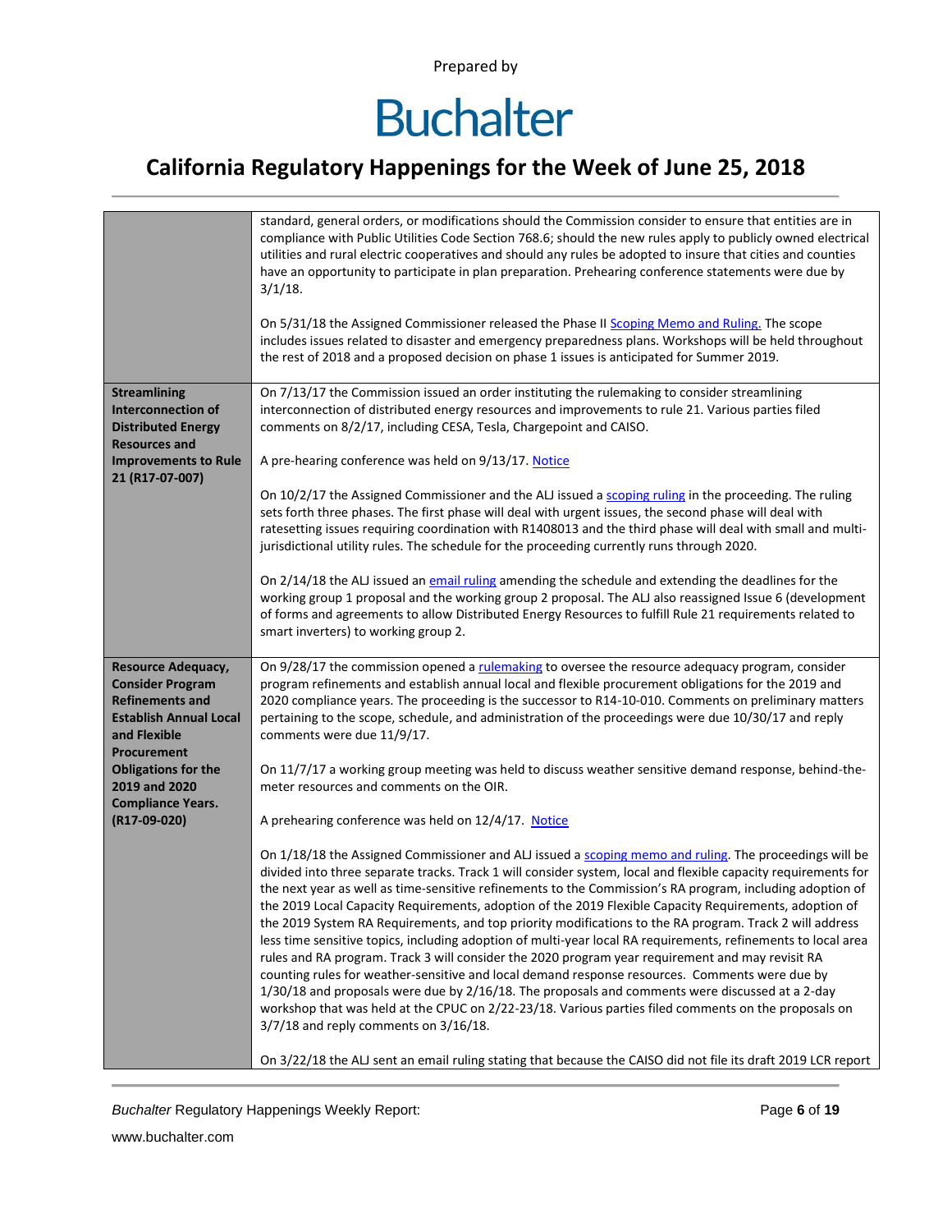| | |
|---|---|
| | standard, general orders, or modifications should the Commission consider to ensure that entities are in compliance with Public Utilities Code Section 768.6; should the new rules apply to publicly owned electrical utilities and rural electric cooperatives and should any rules be adopted to insure that cities and counties have an opportunity to participate in plan preparation. Prehearing conference statements were due by 3/1/18.<br><br>On 5/31/18 the Assigned Commissioner released the Phase II Scoping Memo and Ruling. The scope includes issues related to disaster and emergency preparedness plans. Workshops will be held throughout the rest of 2018 and a proposed decision on phase 1 issues is anticipated for Summer 2019. |
| **Streamlining Interconnection of Distributed Energy Resources and Improvements to Rule 21 (R17-07-007)** | On 7/13/17 the Commission issued an order instituting the rulemaking to consider streamlining interconnection of distributed energy resources and improvements to rule 21. Various parties filed comments on 8/2/17, including CESA, Tesla, Chargepoint and CAISO.<br><br>A pre-hearing conference was held on 9/13/17. Notice<br><br>On 10/2/17 the Assigned Commissioner and the ALJ issued a scoping ruling in the proceeding. The ruling sets forth three phases. The first phase will deal with urgent issues, the second phase will deal with ratesetting issues requiring coordination with R1408013 and the third phase will deal with small and multi-jurisdictional utility rules. The schedule for the proceeding currently runs through 2020.<br><br>On 2/14/18 the ALJ issued an email ruling amending the schedule and extending the deadlines for the working group 1 proposal and the working group 2 proposal. The ALJ also reassigned Issue 6 (development of forms and agreements to allow Distributed Energy Resources to fulfill Rule 21 requirements related to smart inverters) to working group 2. |
| **Resource Adequacy, Consider Program Refinements and Establish Annual Local and Flexible Procurement Obligations for the 2019 and 2020 Compliance Years. (R17-09-020)** | On 9/28/17 the commission opened a rulemaking to oversee the resource adequacy program, consider program refinements and establish annual local and flexible procurement obligations for the 2019 and 2020 compliance years. The proceeding is the successor to R14-10-010. Comments on preliminary matters pertaining to the scope, schedule, and administration of the proceedings were due 10/30/17 and reply comments were due 11/9/17.<br><br>On 11/7/17 a working group meeting was held to discuss weather sensitive demand response, behind-the-meter resources and comments on the OIR.<br><br>A prehearing conference was held on 12/4/17. Notice<br><br>On 1/18/18 the Assigned Commissioner and ALJ issued a scoping memo and ruling. The proceedings will be divided into three separate tracks. Track 1 will consider system, local and flexible capacity requirements for the next year as well as time-sensitive refinements to the Commission's RA program, including adoption of the 2019 Local Capacity Requirements, adoption of the 2019 Flexible Capacity Requirements, adoption of the 2019 System RA Requirements, and top priority modifications to the RA program. Track 2 will address less time sensitive topics, including adoption of multi-year local RA requirements, refinements to local area rules and RA program. Track 3 will consider the 2020 program year requirement and may revisit RA counting rules for weather-sensitive and local demand response resources. Comments were due by 1/30/18 and proposals were due by 2/16/18. The proposals and comments were discussed at a 2-day workshop that was held at the CPUC on 2/22-23/18. Various parties filed comments on the proposals on 3/7/18 and reply comments on 3/16/18.<br><br>On 3/22/18 the ALJ sent an email ruling stating that because the CAISO did not file its draft 2019 LCR report |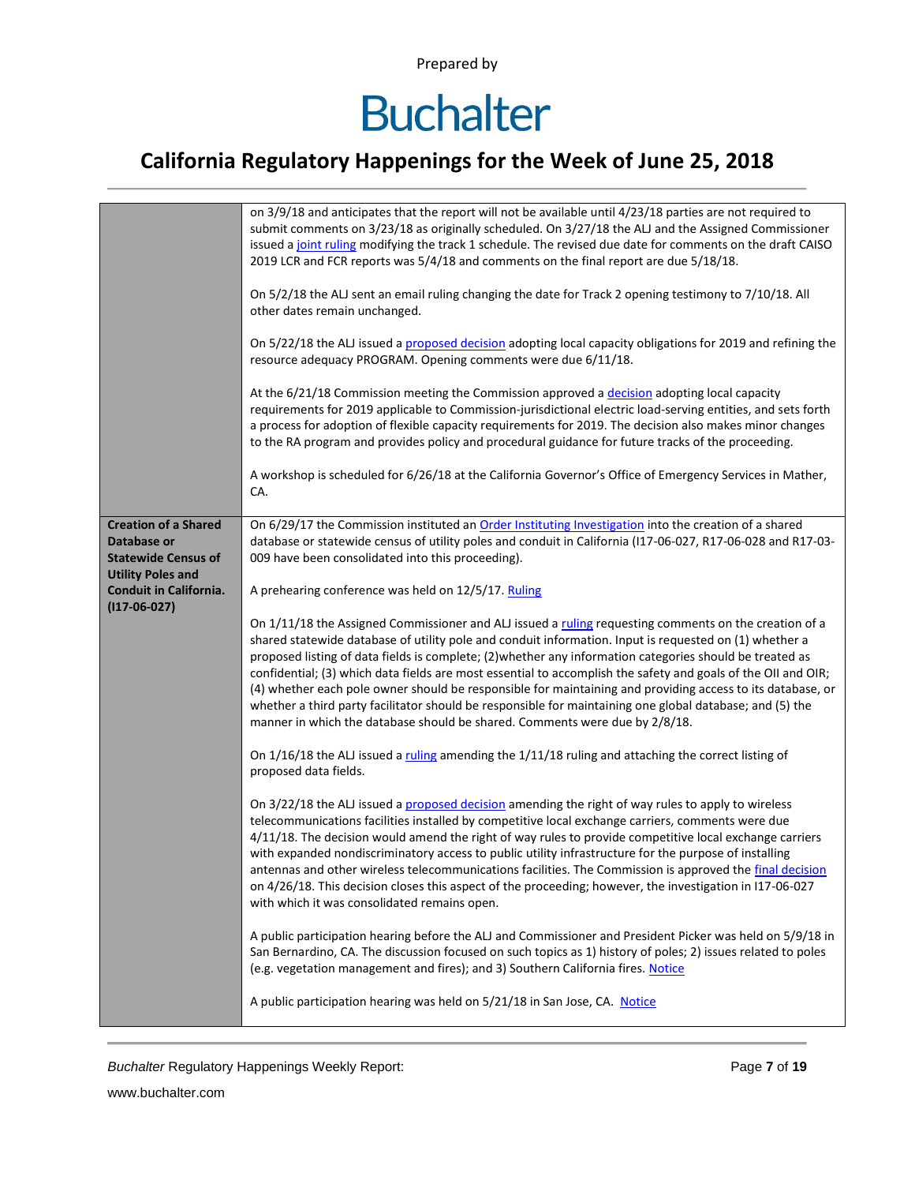| | |
|---|---|
| | on 3/9/18 and anticipates that the report will not be available until 4/23/18 parties are not required to submit comments on 3/23/18 as originally scheduled. On 3/27/18 the ALJ and the Assigned Commissioner issued a joint ruling modifying the track 1 schedule. The revised due date for comments on the draft CAISO 2019 LCR and FCR reports was 5/4/18 and comments on the final report are due 5/18/18.<br><br>On 5/2/18 the ALJ sent an email ruling changing the date for Track 2 opening testimony to 7/10/18. All other dates remain unchanged.<br><br>On 5/22/18 the ALJ issued a proposed decision adopting local capacity obligations for 2019 and refining the resource adequacy PROGRAM. Opening comments were due 6/11/18.<br><br>At the 6/21/18 Commission meeting the Commission approved a decision adopting local capacity requirements for 2019 applicable to Commission-jurisdictional electric load-serving entities, and sets forth a process for adoption of flexible capacity requirements for 2019. The decision also makes minor changes to the RA program and provides policy and procedural guidance for future tracks of the proceeding.<br><br>A workshop is scheduled for 6/26/18 at the California Governor's Office of Emergency Services in Mather, CA. |
| **Creation of a Shared Database or Statewide Census of Utility Poles and Conduit in California. (I17-06-027)** | On 6/29/17 the Commission instituted an Order Instituting Investigation into the creation of a shared database or statewide census of utility poles and conduit in California (I17-06-027, R17-06-028 and R17-03-009 have been consolidated into this proceeding).<br><br>A prehearing conference was held on 12/5/17. Ruling<br><br>On 1/11/18 the Assigned Commissioner and ALJ issued a ruling requesting comments on the creation of a shared statewide database of utility pole and conduit information. Input is requested on (1) whether a proposed listing of data fields is complete; (2)whether any information categories should be treated as confidential; (3) which data fields are most essential to accomplish the safety and goals of the OII and OIR; (4) whether each pole owner should be responsible for maintaining and providing access to its database, or whether a third party facilitator should be responsible for maintaining one global database; and (5) the manner in which the database should be shared. Comments were due by 2/8/18.<br><br>On 1/16/18 the ALJ issued a ruling amending the 1/11/18 ruling and attaching the correct listing of proposed data fields.<br><br>On 3/22/18 the ALJ issued a proposed decision amending the right of way rules to apply to wireless telecommunications facilities installed by competitive local exchange carriers, comments were due 4/11/18. The decision would amend the right of way rules to provide competitive local exchange carriers with expanded nondiscriminatory access to public utility infrastructure for the purpose of installing antennas and other wireless telecommunications facilities. The Commission is approved the final decision on 4/26/18. This decision closes this aspect of the proceeding; however, the investigation in I17-06-027 with which it was consolidated remains open.<br><br>A public participation hearing before the ALJ and Commissioner and President Picker was held on 5/9/18 in San Bernardino, CA. The discussion focused on such topics as 1) history of poles; 2) issues related to poles (e.g. vegetation management and fires); and 3) Southern California fires. Notice<br><br>A public participation hearing was held on 5/21/18 in San Jose, CA. Notice |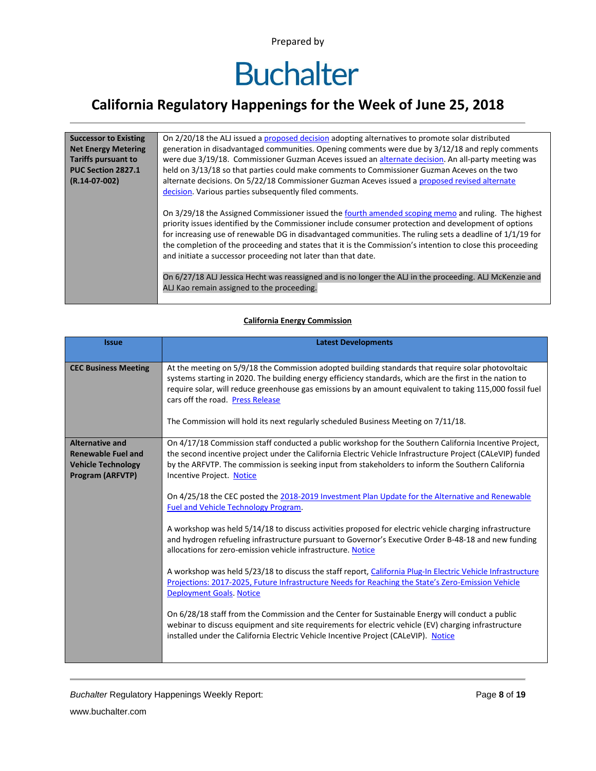Prepared by

# Buchalter

## California Regulatory Happenings for the Week of June 25, 2018

| | |
|---|---|
| **Successor to Existing Net Energy Metering Tariffs pursuant to PUC Section 2827.1 (R.14-07-002)** | On 2/20/18 the ALJ issued a proposed decision adopting alternatives to promote solar distributed generation in disadvantaged communities. Opening comments were due by 3/12/18 and reply comments were due 3/19/18. Commissioner Guzman Aceves issued an alternate decision. An all-party meeting was held on 3/13/18 so that parties could make comments to Commissioner Guzman Aceves on the two alternate decisions. On 5/22/18 Commissioner Guzman Aceves issued a proposed revised alternate decision. Various parties subsequently filed comments.<br><br>On 3/29/18 the Assigned Commissioner issued the fourth amended scoping memo and ruling. The highest priority issues identified by the Commissioner include consumer protection and development of options for increasing use of renewable DG in disadvantaged communities. The ruling sets a deadline of 1/1/19 for the completion of the proceeding and states that it is the Commission's intention to close this proceeding and initiate a successor proceeding not later than that date.<br><br>On 6/27/18 ALJ Jessica Hecht was reassigned and is no longer the ALJ in the proceeding. ALJ McKenzie and ALJ Kao remain assigned to the proceeding. |

**California Energy Commission**

| Issue | Latest Developments |
|---|---|
| **CEC Business Meeting** | At the meeting on 5/9/18 the Commission adopted building standards that require solar photovoltaic systems starting in 2020. The building energy efficiency standards, which are the first in the nation to require solar, will reduce greenhouse gas emissions by an amount equivalent to taking 115,000 fossil fuel cars off the road. Press Release<br><br>The Commission will hold its next regularly scheduled Business Meeting on 7/11/18. |
| **Alternative and Renewable Fuel and Vehicle Technology Program (ARFVTP)** | On 4/17/18 Commission staff conducted a public workshop for the Southern California Incentive Project, the second incentive project under the California Electric Vehicle Infrastructure Project (CALeVIP) funded by the ARFVTP. The commission is seeking input from stakeholders to inform the Southern California Incentive Project. Notice<br><br>On 4/25/18 the CEC posted the 2018-2019 Investment Plan Update for the Alternative and Renewable Fuel and Vehicle Technology Program.<br><br>A workshop was held 5/14/18 to discuss activities proposed for electric vehicle charging infrastructure and hydrogen refueling infrastructure pursuant to Governor's Executive Order B-48-18 and new funding allocations for zero-emission vehicle infrastructure. Notice<br><br>A workshop was held 5/23/18 to discuss the staff report, California Plug-In Electric Vehicle Infrastructure Projections: 2017-2025, Future Infrastructure Needs for Reaching the State's Zero-Emission Vehicle Deployment Goals. Notice<br><br>On 6/28/18 staff from the Commission and the Center for Sustainable Energy will conduct a public webinar to discuss equipment and site requirements for electric vehicle (EV) charging infrastructure installed under the California Electric Vehicle Incentive Project (CALeVIP). Notice |

*Buchalter* Regulatory Happenings Weekly Report:

www.buchalter.com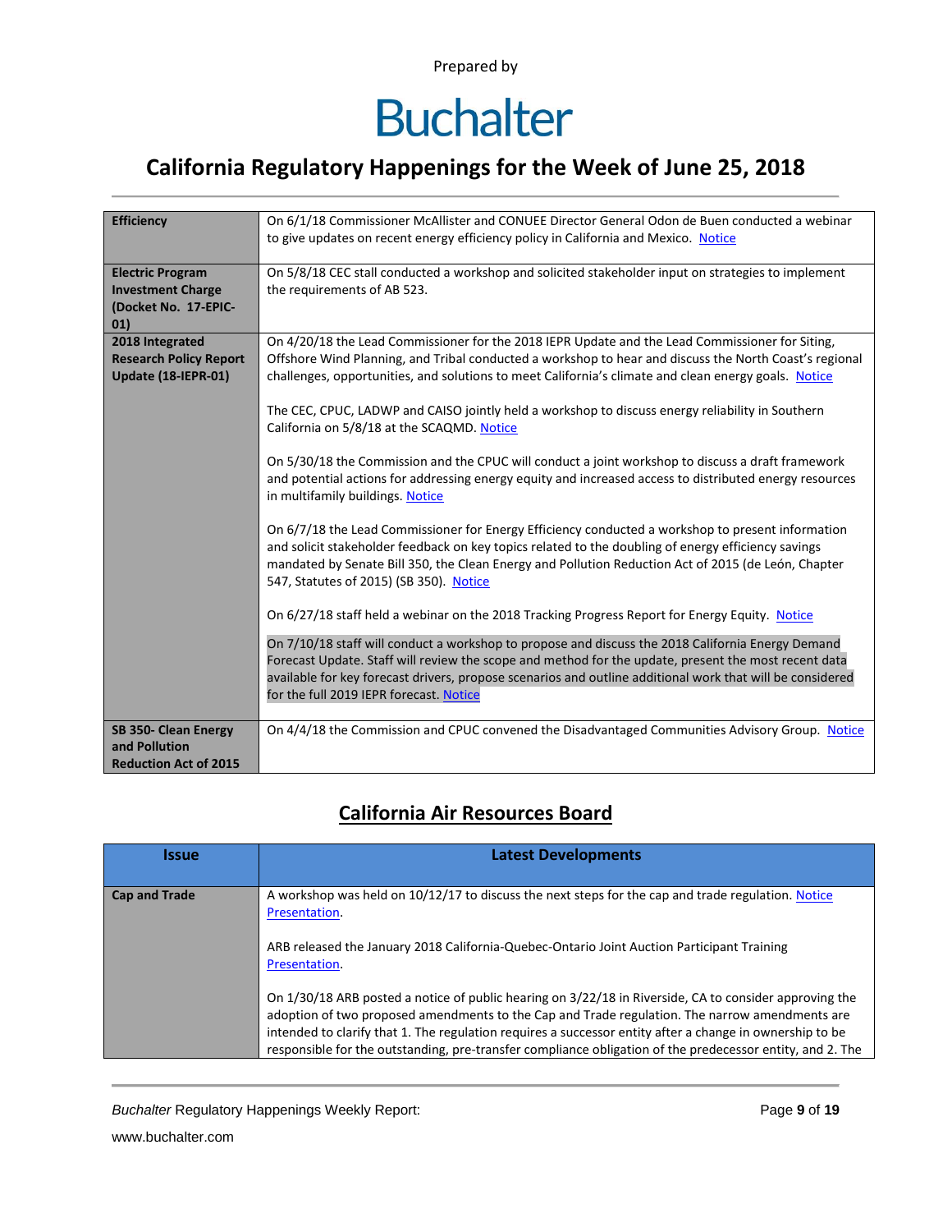Prepared by

# Buchalter

## California Regulatory Happenings for the Week of June 25, 2018

| | |
|---|---|
| **Efficiency** | On 6/1/18 Commissioner McAllister and CONUEE Director General Odon de Buen conducted a webinar to give updates on recent energy efficiency policy in California and Mexico. Notice |
| **Electric Program Investment Charge (Docket No. 17-EPIC-01)** | On 5/8/18 CEC stall conducted a workshop and solicited stakeholder input on strategies to implement the requirements of AB 523. |
| **2018 Integrated Research Policy Report Update (18-IEPR-01)** | On 4/20/18 the Lead Commissioner for the 2018 IEPR Update and the Lead Commissioner for Siting, Offshore Wind Planning, and Tribal conducted a workshop to hear and discuss the North Coast's regional challenges, opportunities, and solutions to meet California's climate and clean energy goals. Notice<br><br>The CEC, CPUC, LADWP and CAISO jointly held a workshop to discuss energy reliability in Southern California on 5/8/18 at the SCAQMD. Notice<br><br>On 5/30/18 the Commission and the CPUC will conduct a joint workshop to discuss a draft framework and potential actions for addressing energy equity and increased access to distributed energy resources in multifamily buildings. Notice<br><br>On 6/7/18 the Lead Commissioner for Energy Efficiency conducted a workshop to present information and solicit stakeholder feedback on key topics related to the doubling of energy efficiency savings mandated by Senate Bill 350, the Clean Energy and Pollution Reduction Act of 2015 (de León, Chapter 547, Statutes of 2015) (SB 350). Notice<br><br>On 6/27/18 staff held a webinar on the 2018 Tracking Progress Report for Energy Equity. Notice<br><br>On 7/10/18 staff will conduct a workshop to propose and discuss the 2018 California Energy Demand Forecast Update. Staff will review the scope and method for the update, present the most recent data available for key forecast drivers, propose scenarios and outline additional work that will be considered for the full 2019 IEPR forecast. Notice |
| **SB 350- Clean Energy and Pollution Reduction Act of 2015** | On 4/4/18 the Commission and CPUC convened the Disadvantaged Communities Advisory Group. Notice |

## California Air Resources Board

| Issue | Latest Developments |
|---|---|
| **Cap and Trade** | A workshop was held on 10/12/17 to discuss the next steps for the cap and trade regulation. Notice Presentation.<br><br>ARB released the January 2018 California-Quebec-Ontario Joint Auction Participant Training Presentation.<br><br>On 1/30/18 ARB posted a notice of public hearing on 3/22/18 in Riverside, CA to consider approving the adoption of two proposed amendments to the Cap and Trade regulation. The narrow amendments are intended to clarify that 1. The regulation requires a successor entity after a change in ownership to be responsible for the outstanding, pre-transfer compliance obligation of the predecessor entity, and 2. The |

*Buchalter* Regulatory Happenings Weekly Report:

www.buchalter.com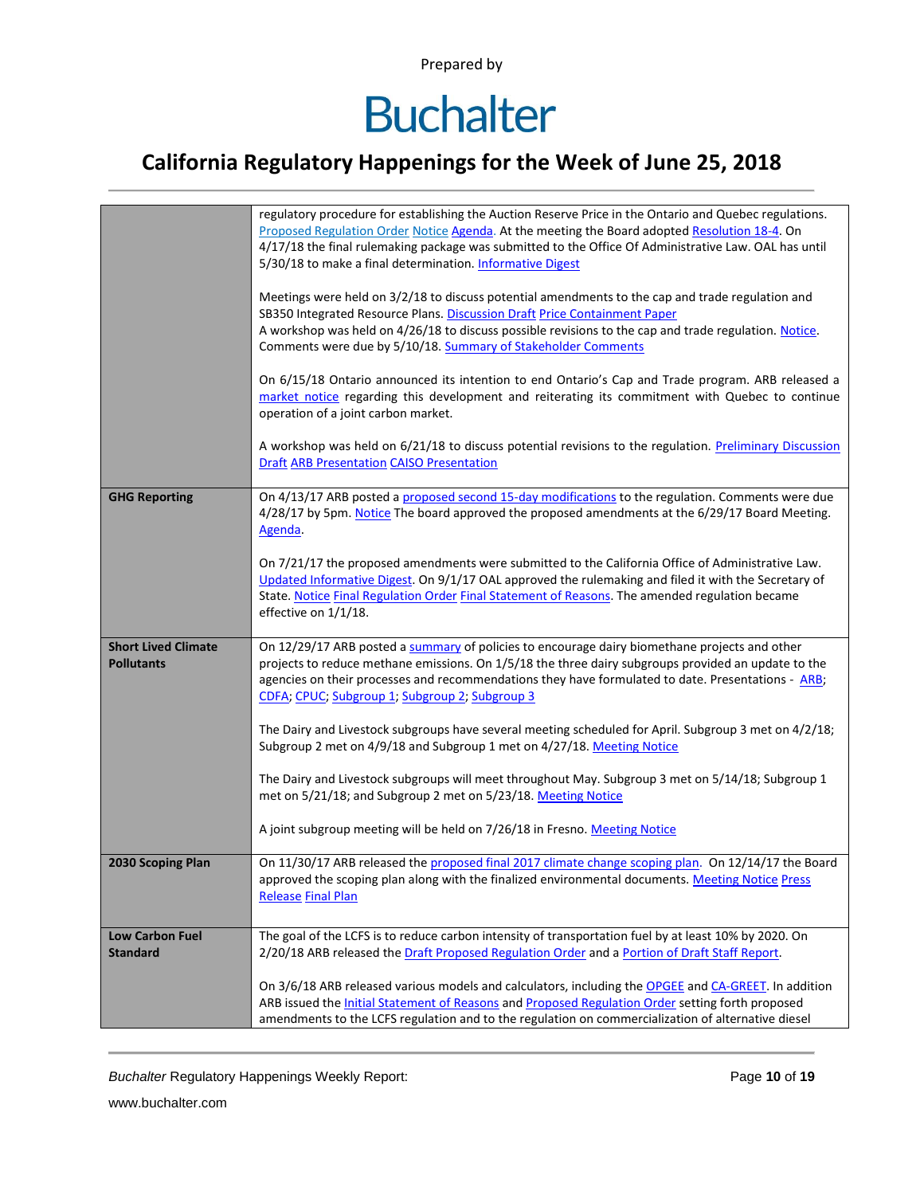| | |
|---|---|
| | regulatory procedure for establishing the Auction Reserve Price in the Ontario and Quebec regulations. Proposed Regulation Order Notice Agenda. At the meeting the Board adopted Resolution 18-4. On 4/17/18 the final rulemaking package was submitted to the Office Of Administrative Law. OAL has until 5/30/18 to make a final determination. Informative Digest<br><br>Meetings were held on 3/2/18 to discuss potential amendments to the cap and trade regulation and SB350 Integrated Resource Plans. Discussion Draft Price Containment Paper<br>A workshop was held on 4/26/18 to discuss possible revisions to the cap and trade regulation. Notice. Comments were due by 5/10/18. Summary of Stakeholder Comments<br><br>On 6/15/18 Ontario announced its intention to end Ontario's Cap and Trade program. ARB released a market notice regarding this development and reiterating its commitment with Quebec to continue operation of a joint carbon market.<br><br>A workshop was held on 6/21/18 to discuss potential revisions to the regulation. Preliminary Discussion Draft ARB Presentation CAISO Presentation |
| **GHG Reporting** | On 4/13/17 ARB posted a proposed second 15-day modifications to the regulation. Comments were due 4/28/17 by 5pm. Notice The board approved the proposed amendments at the 6/29/17 Board Meeting. Agenda.<br><br>On 7/21/17 the proposed amendments were submitted to the California Office of Administrative Law. Updated Informative Digest. On 9/1/17 OAL approved the rulemaking and filed it with the Secretary of State. Notice Final Regulation Order Final Statement of Reasons. The amended regulation became effective on 1/1/18. |
| **Short Lived Climate Pollutants** | On 12/29/17 ARB posted a summary of policies to encourage dairy biomethane projects and other projects to reduce methane emissions. On 1/5/18 the three dairy subgroups provided an update to the agencies on their processes and recommendations they have formulated to date. Presentations - ARB; CDFA; CPUC; Subgroup 1; Subgroup 2; Subgroup 3<br><br>The Dairy and Livestock subgroups have several meeting scheduled for April. Subgroup 3 met on 4/2/18; Subgroup 2 met on 4/9/18 and Subgroup 1 met on 4/27/18. Meeting Notice<br><br>The Dairy and Livestock subgroups will meet throughout May. Subgroup 3 met on 5/14/18; Subgroup 1 met on 5/21/18; and Subgroup 2 met on 5/23/18. Meeting Notice<br><br>A joint subgroup meeting will be held on 7/26/18 in Fresno. Meeting Notice |
| **2030 Scoping Plan** | On 11/30/17 ARB released the proposed final 2017 climate change scoping plan. On 12/14/17 the Board approved the scoping plan along with the finalized environmental documents. Meeting Notice Press Release Final Plan |
| **Low Carbon Fuel Standard** | The goal of the LCFS is to reduce carbon intensity of transportation fuel by at least 10% by 2020. On 2/20/18 ARB released the Draft Proposed Regulation Order and a Portion of Draft Staff Report.<br><br>On 3/6/18 ARB released various models and calculators, including the OPGEE and CA-GREET. In addition ARB issued the Initial Statement of Reasons and Proposed Regulation Order setting forth proposed amendments to the LCFS regulation and to the regulation on commercialization of alternative diesel |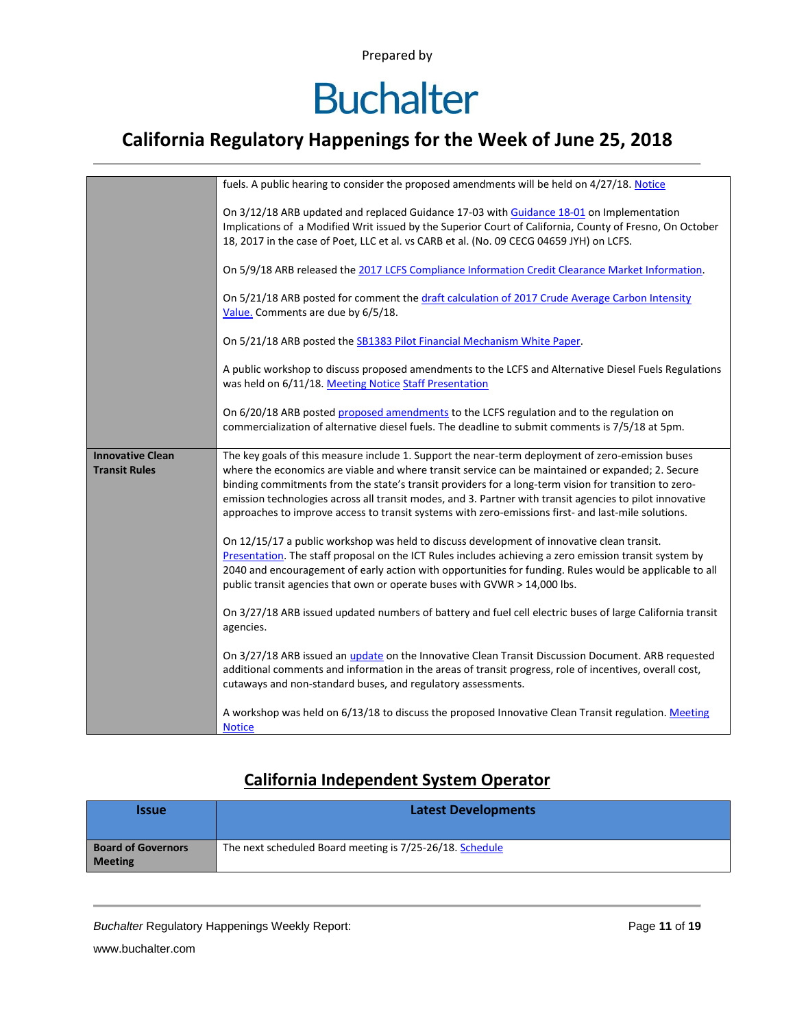| | |
|---|---|
| | fuels. A public hearing to consider the proposed amendments will be held on 4/27/18. Notice<br><br>On 3/12/18 ARB updated and replaced Guidance 17-03 with Guidance 18-01 on Implementation Implications of a Modified Writ issued by the Superior Court of California, County of Fresno, On October 18, 2017 in the case of Poet, LLC et al. vs CARB et al. (No. 09 CECG 04659 JYH) on LCFS.<br><br>On 5/9/18 ARB released the 2017 LCFS Compliance Information Credit Clearance Market Information.<br><br>On 5/21/18 ARB posted for comment the draft calculation of 2017 Crude Average Carbon Intensity Value. Comments are due by 6/5/18.<br><br>On 5/21/18 ARB posted the SB1383 Pilot Financial Mechanism White Paper.<br><br>A public workshop to discuss proposed amendments to the LCFS and Alternative Diesel Fuels Regulations was held on 6/11/18. Meeting Notice Staff Presentation<br><br>On 6/20/18 ARB posted proposed amendments to the LCFS regulation and to the regulation on commercialization of alternative diesel fuels. The deadline to submit comments is 7/5/18 at 5pm. |
| **Innovative Clean Transit Rules** | The key goals of this measure include 1. Support the near-term deployment of zero-emission buses where the economics are viable and where transit service can be maintained or expanded; 2. Secure binding commitments from the state's transit providers for a long-term vision for transition to zero-emission technologies across all transit modes, and 3. Partner with transit agencies to pilot innovative approaches to improve access to transit systems with zero-emissions first- and last-mile solutions.<br><br>On 12/15/17 a public workshop was held to discuss development of innovative clean transit. Presentation. The staff proposal on the ICT Rules includes achieving a zero emission transit system by 2040 and encouragement of early action with opportunities for funding. Rules would be applicable to all public transit agencies that own or operate buses with GVWR > 14,000 lbs.<br><br>On 3/27/18 ARB issued updated numbers of battery and fuel cell electric buses of large California transit agencies.<br><br>On 3/27/18 ARB issued an update on the Innovative Clean Transit Discussion Document. ARB requested additional comments and information in the areas of transit progress, role of incentives, overall cost, cutaways and non-standard buses, and regulatory assessments.<br><br>A workshop was held on 6/13/18 to discuss the proposed Innovative Clean Transit regulation. Meeting Notice |

## California Independent System Operator

| Issue | Latest Developments |
|---|---|
| **Board of Governors Meeting** | The next scheduled Board meeting is 7/25-26/18. Schedule |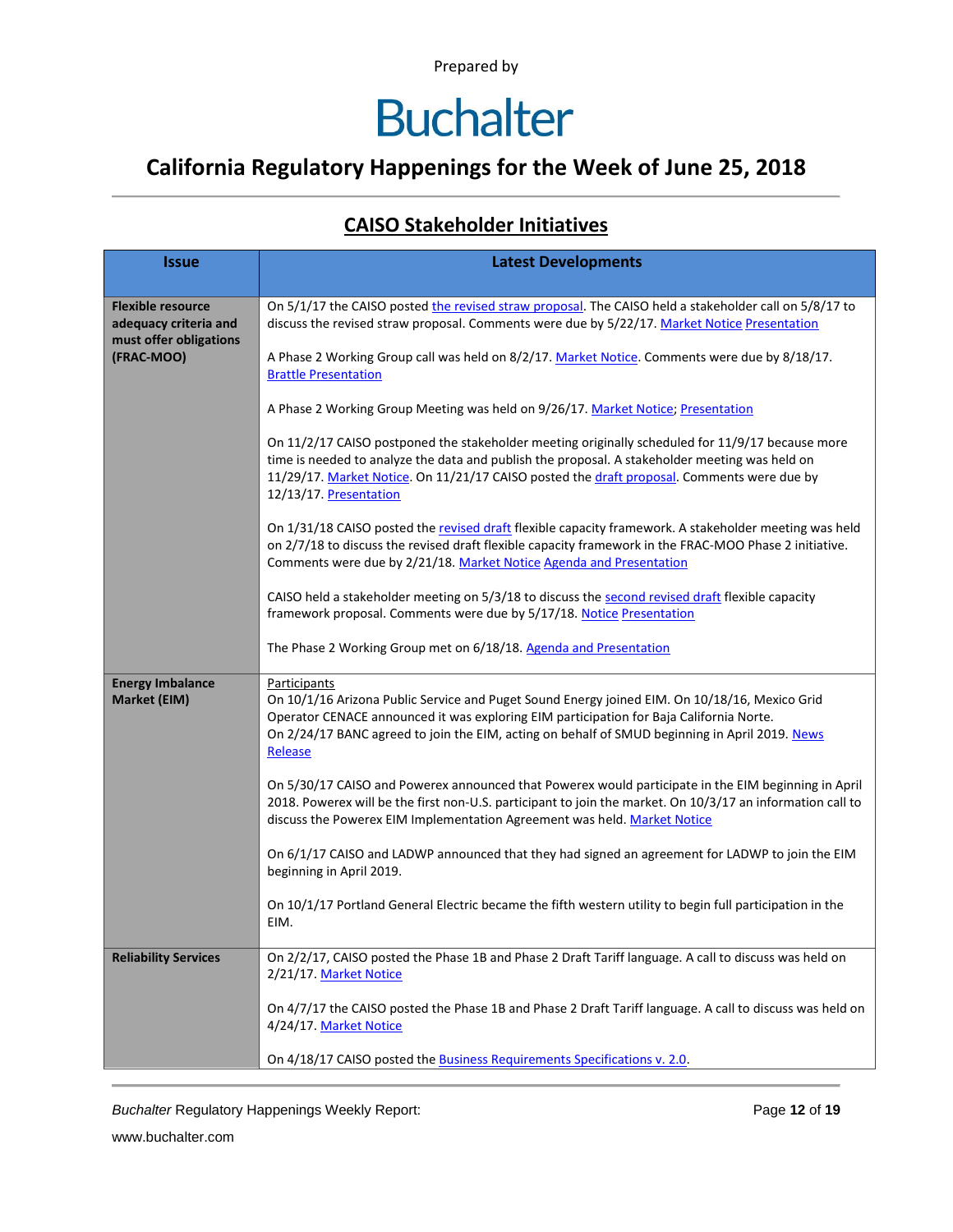Prepared by

# Buchalter

## California Regulatory Happenings for the Week of June 25, 2018

### CAISO Stakeholder Initiatives

| Issue | Latest Developments |
|---|---|
| **Flexible resource adequacy criteria and must offer obligations (FRAC-MOO)** | On 5/1/17 the CAISO posted the revised straw proposal. The CAISO held a stakeholder call on 5/8/17 to discuss the revised straw proposal. Comments were due by 5/22/17. Market Notice Presentation<br><br>A Phase 2 Working Group call was held on 8/2/17. Market Notice. Comments were due by 8/18/17. Brattle Presentation<br><br>A Phase 2 Working Group Meeting was held on 9/26/17. Market Notice; Presentation<br><br>On 11/2/17 CAISO postponed the stakeholder meeting originally scheduled for 11/9/17 because more time is needed to analyze the data and publish the proposal. A stakeholder meeting was held on 11/29/17. Market Notice. On 11/21/17 CAISO posted the draft proposal. Comments were due by 12/13/17. Presentation<br><br>On 1/31/18 CAISO posted the revised draft flexible capacity framework. A stakeholder meeting was held on 2/7/18 to discuss the revised draft flexible capacity framework in the FRAC-MOO Phase 2 initiative. Comments were due by 2/21/18. Market Notice Agenda and Presentation<br><br>CAISO held a stakeholder meeting on 5/3/18 to discuss the second revised draft flexible capacity framework proposal. Comments were due by 5/17/18. Notice Presentation<br><br>The Phase 2 Working Group met on 6/18/18. Agenda and Presentation |
| **Energy Imbalance Market (EIM)** | Participants<br>On 10/1/16 Arizona Public Service and Puget Sound Energy joined EIM. On 10/18/16, Mexico Grid Operator CENACE announced it was exploring EIM participation for Baja California Norte.<br>On 2/24/17 BANC agreed to join the EIM, acting on behalf of SMUD beginning in April 2019. News Release<br><br>On 5/30/17 CAISO and Powerex announced that Powerex would participate in the EIM beginning in April 2018. Powerex will be the first non-U.S. participant to join the market. On 10/3/17 an information call to discuss the Powerex EIM Implementation Agreement was held. Market Notice<br><br>On 6/1/17 CAISO and LADWP announced that they had signed an agreement for LADWP to join the EIM beginning in April 2019.<br><br>On 10/1/17 Portland General Electric became the fifth western utility to begin full participation in the EIM. |
| **Reliability Services** | On 2/2/17, CAISO posted the Phase 1B and Phase 2 Draft Tariff language. A call to discuss was held on 2/21/17. Market Notice<br><br>On 4/7/17 the CAISO posted the Phase 1B and Phase 2 Draft Tariff language. A call to discuss was held on 4/24/17. Market Notice<br><br>On 4/18/17 CAISO posted the Business Requirements Specifications v. 2.0. |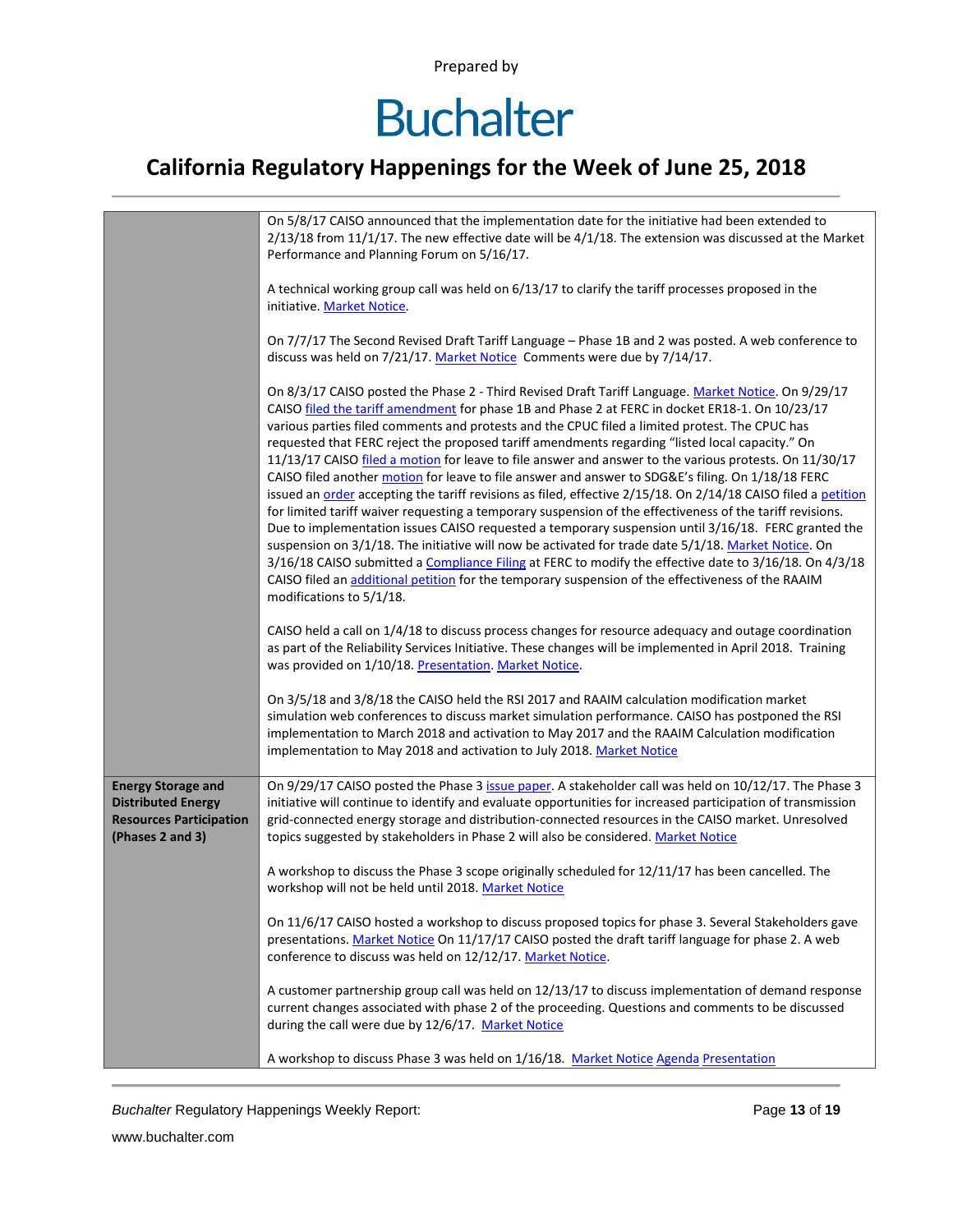| | |
|---|---|
| | On 5/8/17 CAISO announced that the implementation date for the initiative had been extended to 2/13/18 from 11/1/17. The new effective date will be 4/1/18. The extension was discussed at the Market Performance and Planning Forum on 5/16/17.<br><br>A technical working group call was held on 6/13/17 to clarify the tariff processes proposed in the initiative. Market Notice.<br><br>On 7/7/17 The Second Revised Draft Tariff Language – Phase 1B and 2 was posted. A web conference to discuss was held on 7/21/17. Market Notice Comments were due by 7/14/17.<br><br>On 8/3/17 CAISO posted the Phase 2 - Third Revised Draft Tariff Language. Market Notice. On 9/29/17 CAISO filed the tariff amendment for phase 1B and Phase 2 at FERC in docket ER18-1. On 10/23/17 various parties filed comments and protests and the CPUC filed a limited protest. The CPUC has requested that FERC reject the proposed tariff amendments regarding "listed local capacity." On 11/13/17 CAISO filed a motion for leave to file answer and answer to the various protests. On 11/30/17 CAISO filed another motion for leave to file answer and answer to SDG&E's filing. On 1/18/18 FERC issued an order accepting the tariff revisions as filed, effective 2/15/18. On 2/14/18 CAISO filed a petition for limited tariff waiver requesting a temporary suspension of the effectiveness of the tariff revisions. Due to implementation issues CAISO requested a temporary suspension until 3/16/18. FERC granted the suspension on 3/1/18. The initiative will now be activated for trade date 5/1/18. Market Notice. On 3/16/18 CAISO submitted a Compliance Filing at FERC to modify the effective date to 3/16/18. On 4/3/18 CAISO filed an additional petition for the temporary suspension of the effectiveness of the RAAIM modifications to 5/1/18.<br><br>CAISO held a call on 1/4/18 to discuss process changes for resource adequacy and outage coordination as part of the Reliability Services Initiative. These changes will be implemented in April 2018. Training was provided on 1/10/18. Presentation. Market Notice.<br><br>On 3/5/18 and 3/8/18 the CAISO held the RSI 2017 and RAAIM calculation modification market simulation web conferences to discuss market simulation performance. CAISO has postponed the RSI implementation to March 2018 and activation to May 2017 and the RAAIM Calculation modification implementation to May 2018 and activation to July 2018. Market Notice |
| **Energy Storage and Distributed Energy Resources Participation (Phases 2 and 3)** | On 9/29/17 CAISO posted the Phase 3 issue paper. A stakeholder call was held on 10/12/17. The Phase 3 initiative will continue to identify and evaluate opportunities for increased participation of transmission grid-connected energy storage and distribution-connected resources in the CAISO market. Unresolved topics suggested by stakeholders in Phase 2 will also be considered. Market Notice<br><br>A workshop to discuss the Phase 3 scope originally scheduled for 12/11/17 has been cancelled. The workshop will not be held until 2018. Market Notice<br><br>On 11/6/17 CAISO hosted a workshop to discuss proposed topics for phase 3. Several Stakeholders gave presentations. Market Notice On 11/17/17 CAISO posted the draft tariff language for phase 2. A web conference to discuss was held on 12/12/17. Market Notice.<br><br>A customer partnership group call was held on 12/13/17 to discuss implementation of demand response current changes associated with phase 2 of the proceeding. Questions and comments to be discussed during the call were due by 12/6/17. Market Notice<br><br>A workshop to discuss Phase 3 was held on 1/16/18. Market Notice Agenda Presentation |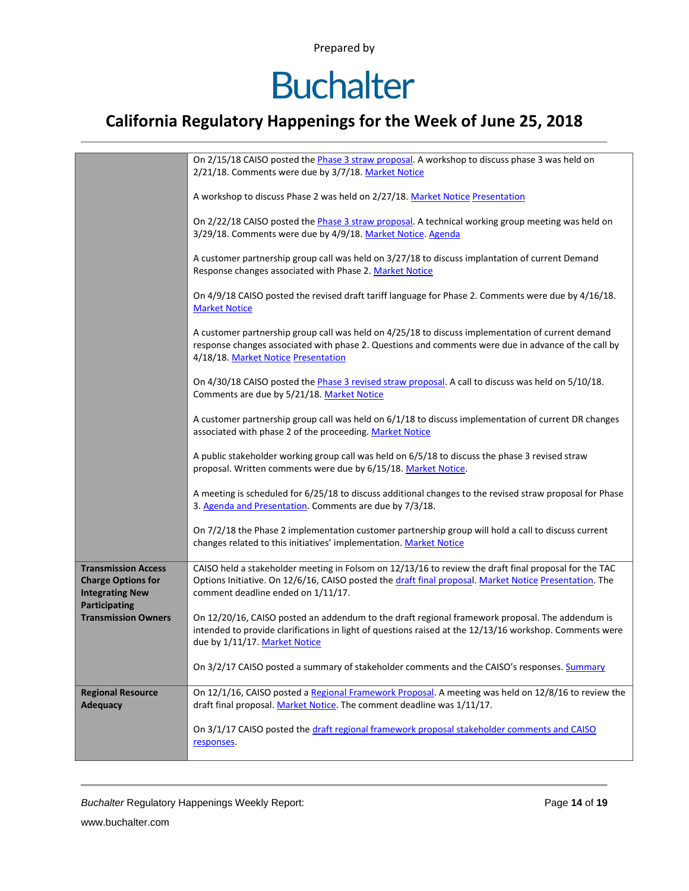| | |
|---|---|
| | On 2/15/18 CAISO posted the Phase 3 straw proposal. A workshop to discuss phase 3 was held on 2/21/18. Comments were due by 3/7/18. Market Notice<br><br>A workshop to discuss Phase 2 was held on 2/27/18. Market Notice Presentation<br><br>On 2/22/18 CAISO posted the Phase 3 straw proposal. A technical working group meeting was held on 3/29/18. Comments were due by 4/9/18. Market Notice. Agenda<br><br>A customer partnership group call was held on 3/27/18 to discuss implantation of current Demand Response changes associated with Phase 2. Market Notice<br><br>On 4/9/18 CAISO posted the revised draft tariff language for Phase 2. Comments were due by 4/16/18. Market Notice<br><br>A customer partnership group call was held on 4/25/18 to discuss implementation of current demand response changes associated with phase 2. Questions and comments were due in advance of the call by 4/18/18. Market Notice Presentation<br><br>On 4/30/18 CAISO posted the Phase 3 revised straw proposal. A call to discuss was held on 5/10/18. Comments are due by 5/21/18. Market Notice<br><br>A customer partnership group call was held on 6/1/18 to discuss implementation of current DR changes associated with phase 2 of the proceeding. Market Notice<br><br>A public stakeholder working group call was held on 6/5/18 to discuss the phase 3 revised straw proposal. Written comments were due by 6/15/18. Market Notice.<br><br>A meeting is scheduled for 6/25/18 to discuss additional changes to the revised straw proposal for Phase 3. Agenda and Presentation. Comments are due by 7/3/18.<br><br>On 7/2/18 the Phase 2 implementation customer partnership group will hold a call to discuss current changes related to this initiatives' implementation. Market Notice |
| **Transmission Access Charge Options for Integrating New Participating Transmission Owners** | CAISO held a stakeholder meeting in Folsom on 12/13/16 to review the draft final proposal for the TAC Options Initiative. On 12/6/16, CAISO posted the draft final proposal. Market Notice Presentation. The comment deadline ended on 1/11/17.<br><br>On 12/20/16, CAISO posted an addendum to the draft regional framework proposal. The addendum is intended to provide clarifications in light of questions raised at the 12/13/16 workshop. Comments were due by 1/11/17. Market Notice<br><br>On 3/2/17 CAISO posted a summary of stakeholder comments and the CAISO's responses. Summary |
| **Regional Resource Adequacy** | On 12/1/16, CAISO posted a Regional Framework Proposal. A meeting was held on 12/8/16 to review the draft final proposal. Market Notice. The comment deadline was 1/11/17.<br><br>On 3/1/17 CAISO posted the draft regional framework proposal stakeholder comments and CAISO responses. |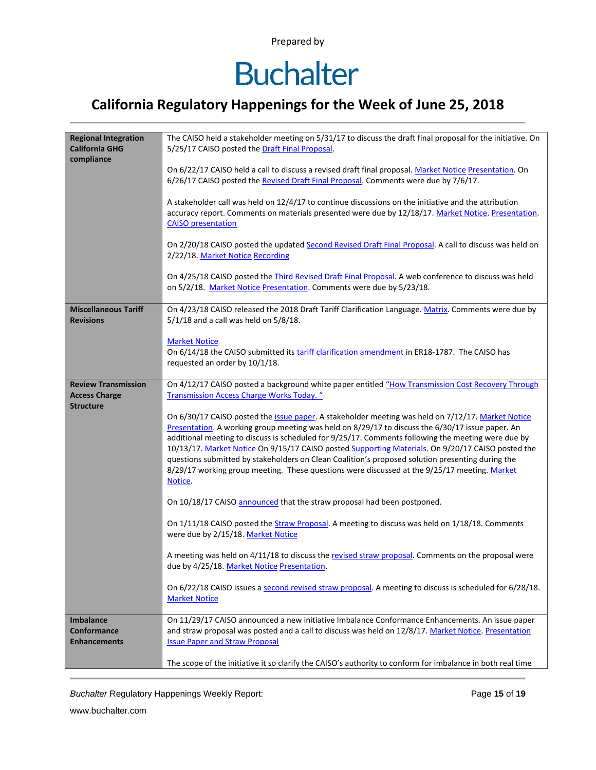Prepared by

# Buchalter

## California Regulatory Happenings for the Week of June 25, 2018

| | |
|---|---|
| **Regional Integration California GHG compliance** | The CAISO held a stakeholder meeting on 5/31/17 to discuss the draft final proposal for the initiative. On 5/25/17 CAISO posted the Draft Final Proposal.<br><br>On 6/22/17 CAISO held a call to discuss a revised draft final proposal. Market Notice Presentation. On 6/26/17 CAISO posted the Revised Draft Final Proposal. Comments were due by 7/6/17.<br><br>A stakeholder call was held on 12/4/17 to continue discussions on the initiative and the attribution accuracy report. Comments on materials presented were due by 12/18/17. Market Notice. Presentation. CAISO presentation<br><br>On 2/20/18 CAISO posted the updated Second Revised Draft Final Proposal. A call to discuss was held on 2/22/18. Market Notice Recording<br><br>On 4/25/18 CAISO posted the Third Revised Draft Final Proposal. A web conference to discuss was held on 5/2/18. Market Notice Presentation. Comments were due by 5/23/18. |
| **Miscellaneous Tariff Revisions** | On 4/23/18 CAISO released the 2018 Draft Tariff Clarification Language. Matrix. Comments were due by 5/1/18 and a call was held on 5/8/18.<br><br>Market Notice<br>On 6/14/18 the CAISO submitted its tariff clarification amendment in ER18-1787. The CAISO has requested an order by 10/1/18. |
| **Review Transmission Access Charge Structure** | On 4/12/17 CAISO posted a background white paper entitled "How Transmission Cost Recovery Through Transmission Access Charge Works Today. "<br><br>On 6/30/17 CAISO posted the issue paper. A stakeholder meeting was held on 7/12/17. Market Notice Presentation. A working group meeting was held on 8/29/17 to discuss the 6/30/17 issue paper. An additional meeting to discuss is scheduled for 9/25/17. Comments following the meeting were due by 10/13/17. Market Notice On 9/15/17 CAISO posted Supporting Materials. On 9/20/17 CAISO posted the questions submitted by stakeholders on Clean Coalition's proposed solution presenting during the 8/29/17 working group meeting. These questions were discussed at the 9/25/17 meeting. Market Notice.<br><br>On 10/18/17 CAISO announced that the straw proposal had been postponed.<br><br>On 1/11/18 CAISO posted the Straw Proposal. A meeting to discuss was held on 1/18/18. Comments were due by 2/15/18. Market Notice<br><br>A meeting was held on 4/11/18 to discuss the revised straw proposal. Comments on the proposal were due by 4/25/18. Market Notice Presentation.<br><br>On 6/22/18 CAISO issues a second revised straw proposal. A meeting to discuss is scheduled for 6/28/18. Market Notice |
| **Imbalance Conformance Enhancements** | On 11/29/17 CAISO announced a new initiative Imbalance Conformance Enhancements. An issue paper and straw proposal was posted and a call to discuss was held on 12/8/17. Market Notice. Presentation Issue Paper and Straw Proposal<br><br>The scope of the initiative it so clarify the CAISO's authority to conform for imbalance in both real time |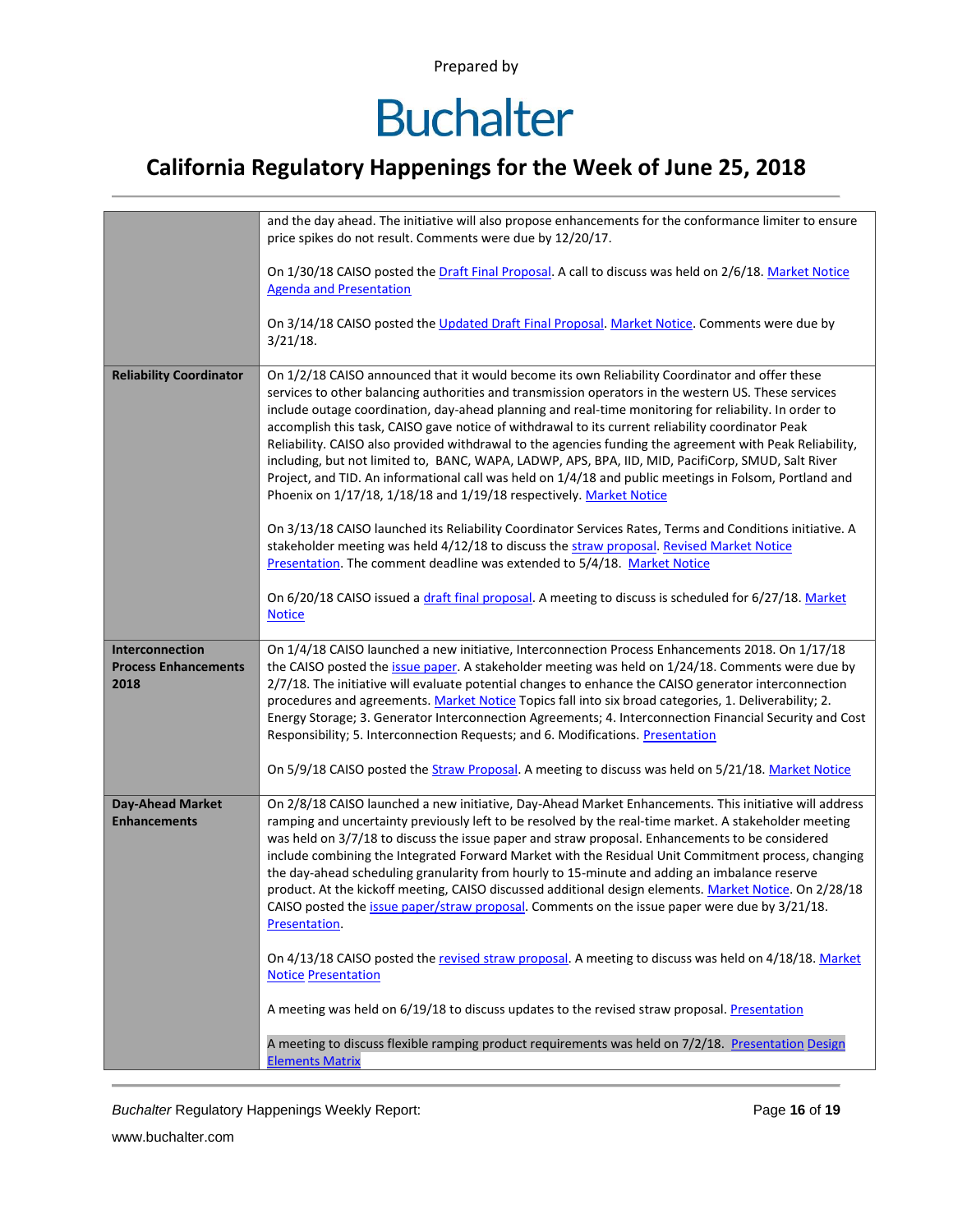| | |
|---|---|
| | and the day ahead. The initiative will also propose enhancements for the conformance limiter to ensure price spikes do not result. Comments were due by 12/20/17.<br><br>On 1/30/18 CAISO posted the Draft Final Proposal. A call to discuss was held on 2/6/18. Market Notice Agenda and Presentation<br><br>On 3/14/18 CAISO posted the Updated Draft Final Proposal. Market Notice. Comments were due by 3/21/18. |
| **Reliability Coordinator** | On 1/2/18 CAISO announced that it would become its own Reliability Coordinator and offer these services to other balancing authorities and transmission operators in the western US. These services include outage coordination, day-ahead planning and real-time monitoring for reliability. In order to accomplish this task, CAISO gave notice of withdrawal to its current reliability coordinator Peak Reliability. CAISO also provided withdrawal to the agencies funding the agreement with Peak Reliability, including, but not limited to, BANC, WAPA, LADWP, APS, BPA, IID, MID, PacifiCorp, SMUD, Salt River Project, and TID. An informational call was held on 1/4/18 and public meetings in Folsom, Portland and Phoenix on 1/17/18, 1/18/18 and 1/19/18 respectively. Market Notice<br><br>On 3/13/18 CAISO launched its Reliability Coordinator Services Rates, Terms and Conditions initiative. A stakeholder meeting was held 4/12/18 to discuss the straw proposal. Revised Market Notice Presentation. The comment deadline was extended to 5/4/18. Market Notice<br><br>On 6/20/18 CAISO issued a draft final proposal. A meeting to discuss is scheduled for 6/27/18. Market Notice |
| **Interconnection Process Enhancements 2018** | On 1/4/18 CAISO launched a new initiative, Interconnection Process Enhancements 2018. On 1/17/18 the CAISO posted the issue paper. A stakeholder meeting was held on 1/24/18. Comments were due by 2/7/18. The initiative will evaluate potential changes to enhance the CAISO generator interconnection procedures and agreements. Market Notice Topics fall into six broad categories, 1. Deliverability; 2. Energy Storage; 3. Generator Interconnection Agreements; 4. Interconnection Financial Security and Cost Responsibility; 5. Interconnection Requests; and 6. Modifications. Presentation<br><br>On 5/9/18 CAISO posted the Straw Proposal. A meeting to discuss was held on 5/21/18. Market Notice |
| **Day-Ahead Market Enhancements** | On 2/8/18 CAISO launched a new initiative, Day-Ahead Market Enhancements. This initiative will address ramping and uncertainty previously left to be resolved by the real-time market. A stakeholder meeting was held on 3/7/18 to discuss the issue paper and straw proposal. Enhancements to be considered include combining the Integrated Forward Market with the Residual Unit Commitment process, changing the day-ahead scheduling granularity from hourly to 15-minute and adding an imbalance reserve product. At the kickoff meeting, CAISO discussed additional design elements. Market Notice. On 2/28/18 CAISO posted the issue paper/straw proposal. Comments on the issue paper were due by 3/21/18. Presentation.<br><br>On 4/13/18 CAISO posted the revised straw proposal. A meeting to discuss was held on 4/18/18. Market Notice Presentation<br><br>A meeting was held on 6/19/18 to discuss updates to the revised straw proposal. Presentation<br><br>A meeting to discuss flexible ramping product requirements was held on 7/2/18. Presentation Design Elements Matrix |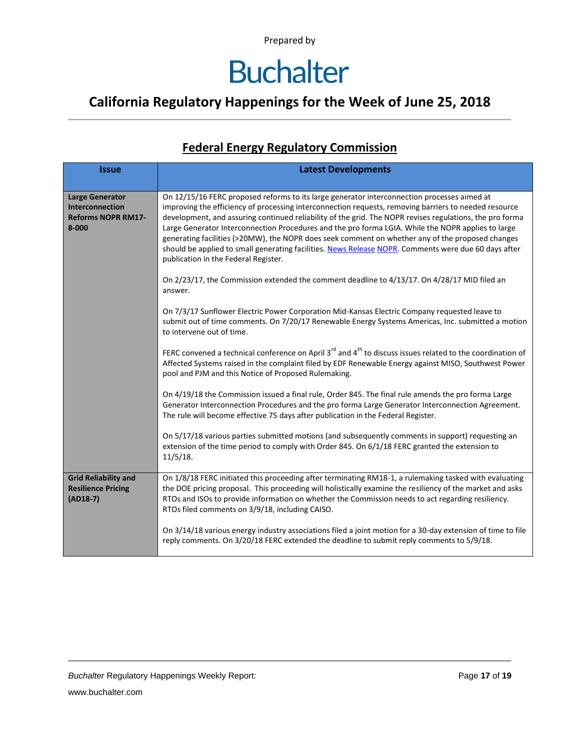Prepared by

# Buchalter

## California Regulatory Happenings for the Week of June 25, 2018

## Federal Energy Regulatory Commission

| Issue | Latest Developments |
| --- | --- |
| **Large Generator Interconnection Reforms NOPR RM17-8-000** | On 12/15/16 FERC proposed reforms to its large generator interconnection processes aimed at improving the efficiency of processing interconnection requests, removing barriers to needed resource development, and assuring continued reliability of the grid. The NOPR revises regulations, the pro forma Large Generator Interconnection Procedures and the pro forma LGIA. While the NOPR applies to large generating facilities (>20MW), the NOPR does seek comment on whether any of the proposed changes should be applied to small generating facilities. News Release NOPR. Comments were due 60 days after publication in the Federal Register.<br><br>On 2/23/17, the Commission extended the comment deadline to 4/13/17. On 4/28/17 MID filed an answer.<br><br>On 7/3/17 Sunflower Electric Power Corporation Mid-Kansas Electric Company requested leave to submit out of time comments. On 7/20/17 Renewable Energy Systems Americas, Inc. submitted a motion to intervene out of time.<br><br>FERC convened a technical conference on April 3rd and 4th to discuss issues related to the coordination of Affected Systems raised in the complaint filed by EDF Renewable Energy against MISO, Southwest Power pool and PJM and this Notice of Proposed Rulemaking.<br><br>On 4/19/18 the Commission issued a final rule, Order 845. The final rule amends the pro forma Large Generator Interconnection Procedures and the pro forma Large Generator Interconnection Agreement. The rule will become effective 75 days after publication in the Federal Register.<br><br>On 5/17/18 various parties submitted motions (and subsequently comments in support) requesting an extension of the time period to comply with Order 845. On 6/1/18 FERC granted the extension to 11/5/18. |
| **Grid Reliability and Resilience Pricing (AD18-7)** | On 1/8/18 FERC initiated this proceeding after terminating RM18-1, a rulemaking tasked with evaluating the DOE pricing proposal. This proceeding will holistically examine the resiliency of the market and asks RTOs and ISOs to provide information on whether the Commission needs to act regarding resiliency. RTOs filed comments on 3/9/18, including CAISO.<br><br>On 3/14/18 various energy industry associations filed a joint motion for a 30-day extension of time to file reply comments. On 3/20/18 FERC extended the deadline to submit reply comments to 5/9/18. |

*Buchalter* Regulatory Happenings Weekly Report:

www.buchalter.com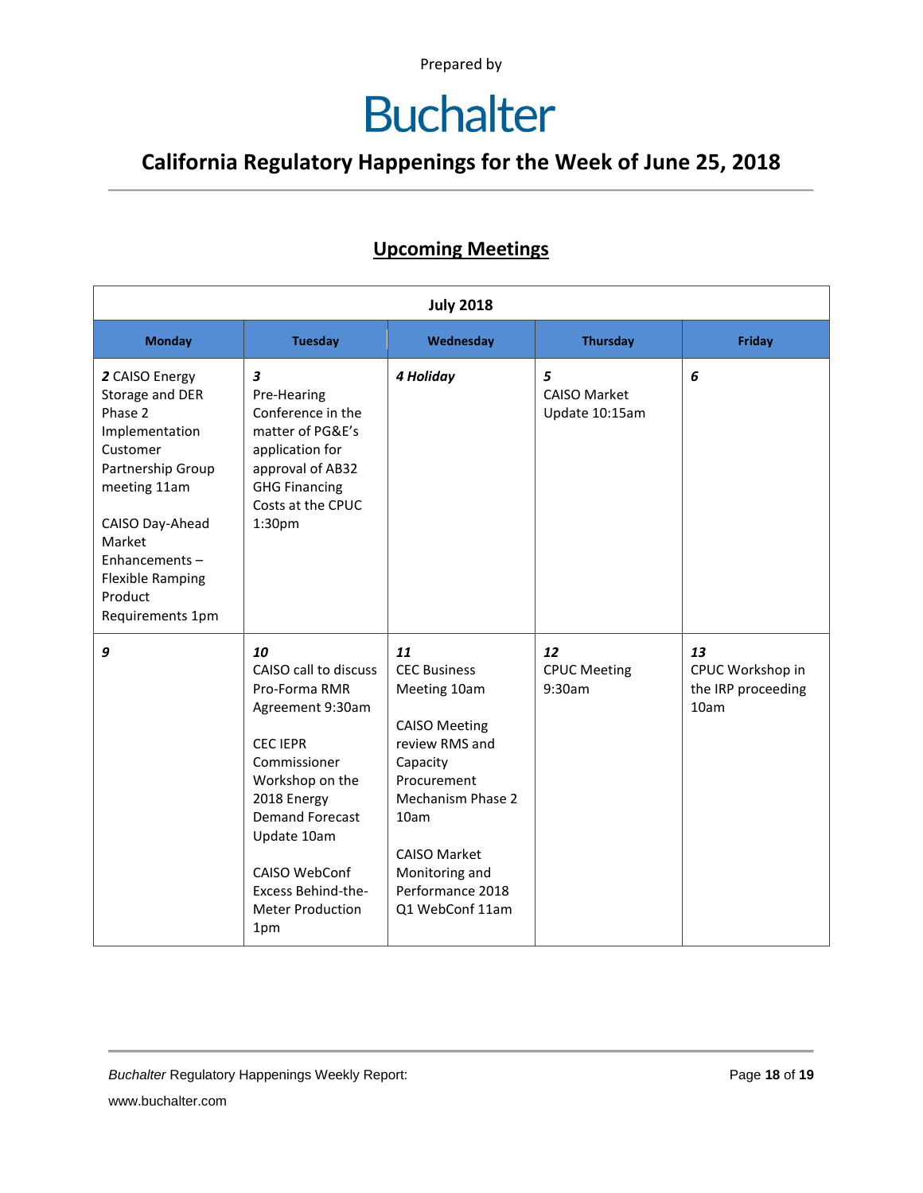Prepared by

# Buchalter

## California Regulatory Happenings for the Week of June 25, 2018

## Upcoming Meetings

| July 2018 | | | | |
|---|---|---|---|---|
| **Monday** | **Tuesday** | **Wednesday** | **Thursday** | **Friday** |
| ***2*** CAISO Energy Storage and DER Phase 2 Implementation Customer Partnership Group meeting 11am<br><br>CAISO Day-Ahead Market Enhancements – Flexible Ramping Product Requirements 1pm | ***3*** Pre-Hearing Conference in the matter of PG&E's application for approval of AB32 GHG Financing Costs at the CPUC 1:30pm | ***4 Holiday*** | ***5*** CAISO Market Update 10:15am | ***6*** |
| ***9*** | ***10*** CAISO call to discuss Pro-Forma RMR Agreement 9:30am<br><br>CEC IEPR Commissioner Workshop on the 2018 Energy Demand Forecast Update 10am<br><br>CAISO WebConf Excess Behind-the-Meter Production 1pm | ***11*** CEC Business Meeting 10am<br><br>CAISO Meeting review RMS and Capacity Procurement Mechanism Phase 2 10am<br><br>CAISO Market Monitoring and Performance 2018 Q1 WebConf 11am | ***12*** CPUC Meeting 9:30am | ***13*** CPUC Workshop in the IRP proceeding 10am |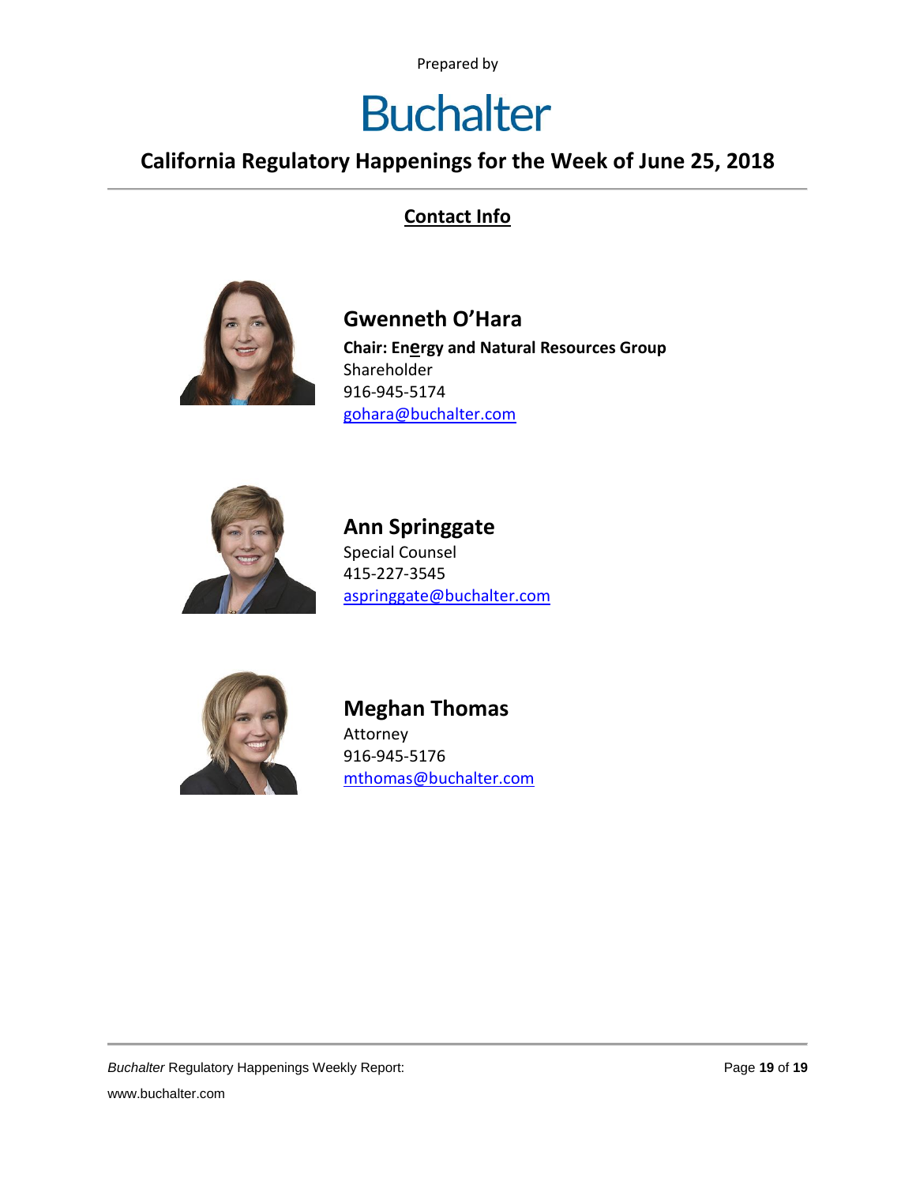Prepared by

# Buchalter

## California Regulatory Happenings for the Week of June 25, 2018

### Contact Info

### Gwenneth O'Hara

**Chair: Energy and Natural Resources Group**
Shareholder
916-945-5174
gohara@buchalter.com

### Ann Springgate

Special Counsel
415-227-3545
aspringgate@buchalter.com

### Meghan Thomas

Attorney
916-945-5176
mthomas@buchalter.com